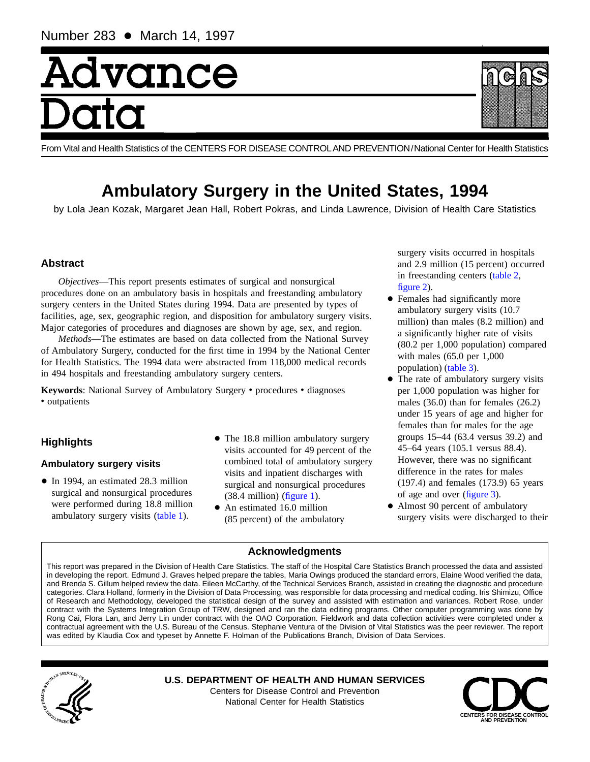Number 283 • March 14, 1997

# Advance Data

From Vital and Health Statistics of the CENTERS FOR DISEASE CONTROL AND PREVENTION/National Center for Health Statistics

# Ambulatory Surgery in the United States, 1994

by Lola Jean Kozak, Margaret Jean Hall, Robert Pokras, and Linda Lawrence, Division of Health Care Statistics

## Abstract

*Objectives*—This report presents estimates of surgical and nonsurgical procedures done on an ambulatory basis in hospitals and freestanding ambulatory surgery centers in the United States during 1994. Data are presented by types of facilities, age, sex, geographic region, and disposition for ambulatory surgery visits. Major categories of procedures and diagnoses are shown by age, sex, and region.

*Methods*—The estimates are based on data collected from the National Survey of Ambulatory Surgery, conducted for the first time in 1994 by the National Center for Health Statistics. The 1994 data were abstracted from 118,000 medical records in 494 hospitals and freestanding ambulatory surgery centers.

**Keywords**: National Survey of Ambulatory Surgery • procedures • diagnoses • outpatients

## Highlights

### Ambulatory surgery visits

- In 1994, an estimated 28.3 million surgical and nonsurgical procedures were performed during 18.8 million ambulatory surgery visits (table 1).
- The 18.8 million ambulatory surgery visits accounted for 49 percent of the combined total of ambulatory surgery visits and inpatient discharges with surgical and nonsurgical procedures (38.4 million) (figure 1).
- An estimated 16.0 million (85 percent) of the ambulatory surgery visits occurred in hospitals and 2.9 million (15 percent) occurred in freestanding centers (table 2, figure 2).
- Females had significantly more ambulatory surgery visits (10.7 million) than males (8.2 million) and a significantly higher rate of visits (80.2 per 1,000 population) compared with males (65.0 per 1,000 population) (table 3).
- The rate of ambulatory surgery visits per 1,000 population was higher for males (36.0) than for females (26.2) under 15 years of age and higher for females than for males for the age groups 15–44 (63.4 versus 39.2) and 45–64 years (105.1 versus 88.4). However, there was no significant difference in the rates for males (197.4) and females (173.9) 65 years of age and over (figure 3).
- Almost 90 percent of ambulatory surgery visits were discharged to their

## Acknowledgments

This report was prepared in the Division of Health Care Statistics. The staff of the Hospital Care Statistics Branch processed the data and assisted in developing the report. Edmund J. Graves helped prepare the tables, Maria Owings produced the standard errors, Elaine Wood verified the data, and Brenda S. Gillum helped review the data. Eileen McCarthy, of the Technical Services Branch, assisted in creating the diagnostic and procedure categories. Clara Holland, formerly in the Division of Data Processing, was responsible for data processing and medical coding. Iris Shimizu, Office of Research and Methodology, developed the statistical design of the survey and assisted with estimation and variances. Robert Rose, under contract with the Systems Integration Group of TRW, designed and ran the data editing programs. Other computer programming was done by Rong Cai, Flora Lan, and Jerry Lin under contract with the OAO Corporation. Fieldwork and data collection activities were completed under a contractual agreement with the U.S. Bureau of the Census. Stephanie Ventura of the Division of Vital Statistics was the peer reviewer. The report was edited by Klaudia Cox and typeset by Annette F. Holman of the Publications Branch, Division of Data Services.

U.S. DEPARTMENT OF HEALTH AND HUMAN SERVICES
Centers for Disease Control and Prevention
National Center for Health Statistics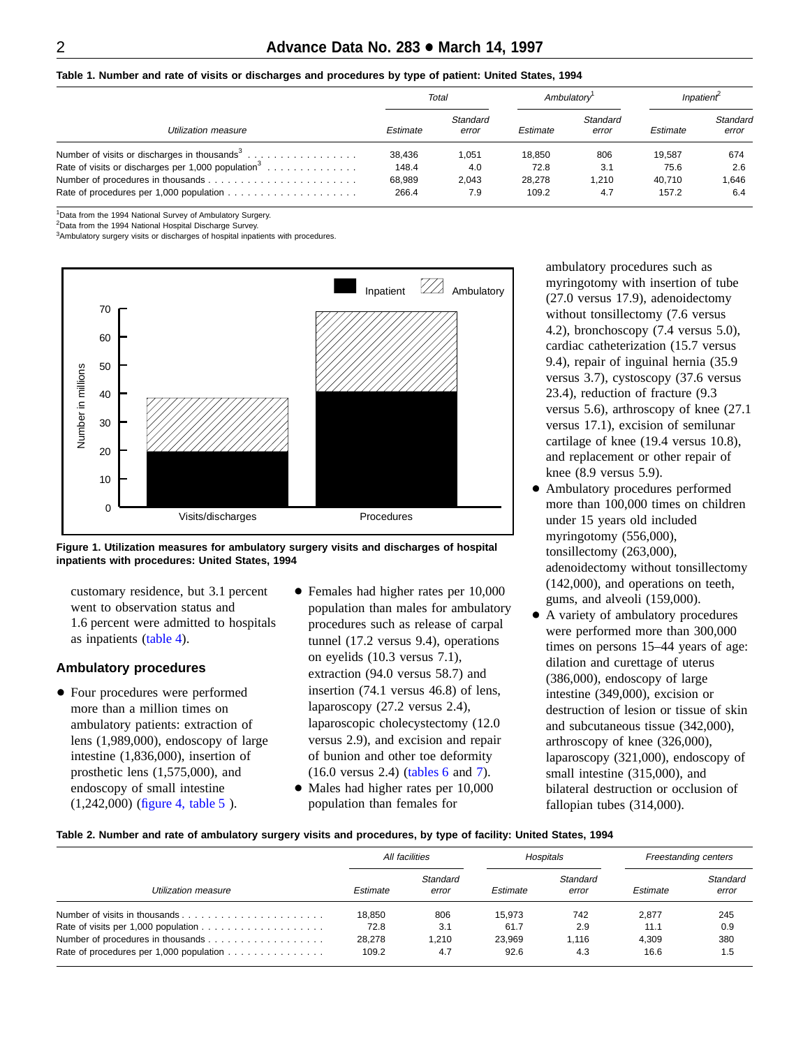**Table 1. Number and rate of visits or discharges and procedures by type of patient: United States, 1994**

| Utilization measure | Total | | Ambulatory[1] | | Inpatient[2] | |
|---|---|---|---|---|---|---|
| | Estimate | Standard error | Estimate | Standard error | Estimate | Standard error |
| Number of visits or discharges in thousands[3] | 38,436 | 1,051 | 18,850 | 806 | 19,587 | 674 |
| Rate of visits or discharges per 1,000 population[3] | 148.4 | 4.0 | 72.8 | 3.1 | 75.6 | 2.6 |
| Number of procedures in thousands | 68,989 | 2,043 | 28,278 | 1,210 | 40,710 | 1,646 |
| Rate of procedures per 1,000 population | 266.4 | 7.9 | 109.2 | 4.7 | 157.2 | 6.4 |

[1]Data from the 1994 National Survey of Ambulatory Surgery.
[2]Data from the 1994 National Hospital Discharge Survey.
[3]Ambulatory surgery visits or discharges of hospital inpatients with procedures.

**Figure 1. Utilization measures for ambulatory surgery visits and discharges of hospital inpatients with procedures: United States, 1994**

customary residence, but 3.1 percent went to observation status and 1.6 percent were admitted to hospitals as inpatients (table 4).

## Ambulatory procedures

- Four procedures were performed more than a million times on ambulatory patients: extraction of lens (1,989,000), endoscopy of large intestine (1,836,000), insertion of prosthetic lens (1,575,000), and endoscopy of small intestine (1,242,000) (figure 4, table 5 ).
- Females had higher rates per 10,000 population than males for ambulatory procedures such as release of carpal tunnel (17.2 versus 9.4), operations on eyelids (10.3 versus 7.1), extraction (94.0 versus 58.7) and insertion (74.1 versus 46.8) of lens, laparoscopy (27.2 versus 2.4), laparoscopic cholecystectomy (12.0 versus 2.9), and excision and repair of bunion and other toe deformity (16.0 versus 2.4) (tables 6 and 7).
- Males had higher rates per 10,000 population than females for ambulatory procedures such as myringotomy with insertion of tube (27.0 versus 17.9), adenoidectomy without tonsillectomy (7.6 versus 4.2), bronchoscopy (7.4 versus 5.0), cardiac catheterization (15.7 versus 9.4), repair of inguinal hernia (35.9 versus 3.7), cystoscopy (37.6 versus 23.4), reduction of fracture (9.3 versus 5.6), arthroscopy of knee (27.1 versus 17.1), excision of semilunar cartilage of knee (19.4 versus 10.8), and replacement or other repair of knee (8.9 versus 5.9).
- Ambulatory procedures performed more than 100,000 times on children under 15 years old included myringotomy (556,000), tonsillectomy (263,000), adenoidectomy without tonsillectomy (142,000), and operations on teeth, gums, and alveoli (159,000).
- A variety of ambulatory procedures were performed more than 300,000 times on persons 15–44 years of age: dilation and curettage of uterus (386,000), endoscopy of large intestine (349,000), excision or destruction of lesion or tissue of skin and subcutaneous tissue (342,000), arthroscopy of knee (326,000), laparoscopy (321,000), endoscopy of small intestine (315,000), and bilateral destruction or occlusion of fallopian tubes (314,000).

**Table 2. Number and rate of ambulatory surgery visits and procedures, by type of facility: United States, 1994**

| Utilization measure | All facilities | | Hospitals | | Freestanding centers | |
|---|---|---|---|---|---|---|
| | Estimate | Standard error | Estimate | Standard error | Estimate | Standard error |
| Number of visits in thousands | 18,850 | 806 | 15,973 | 742 | 2,877 | 245 |
| Rate of visits per 1,000 population | 72.8 | 3.1 | 61.7 | 2.9 | 11.1 | 0.9 |
| Number of procedures in thousands | 28,278 | 1,210 | 23,969 | 1,116 | 4,309 | 380 |
| Rate of procedures per 1,000 population | 109.2 | 4.7 | 92.6 | 4.3 | 16.6 | 1.5 |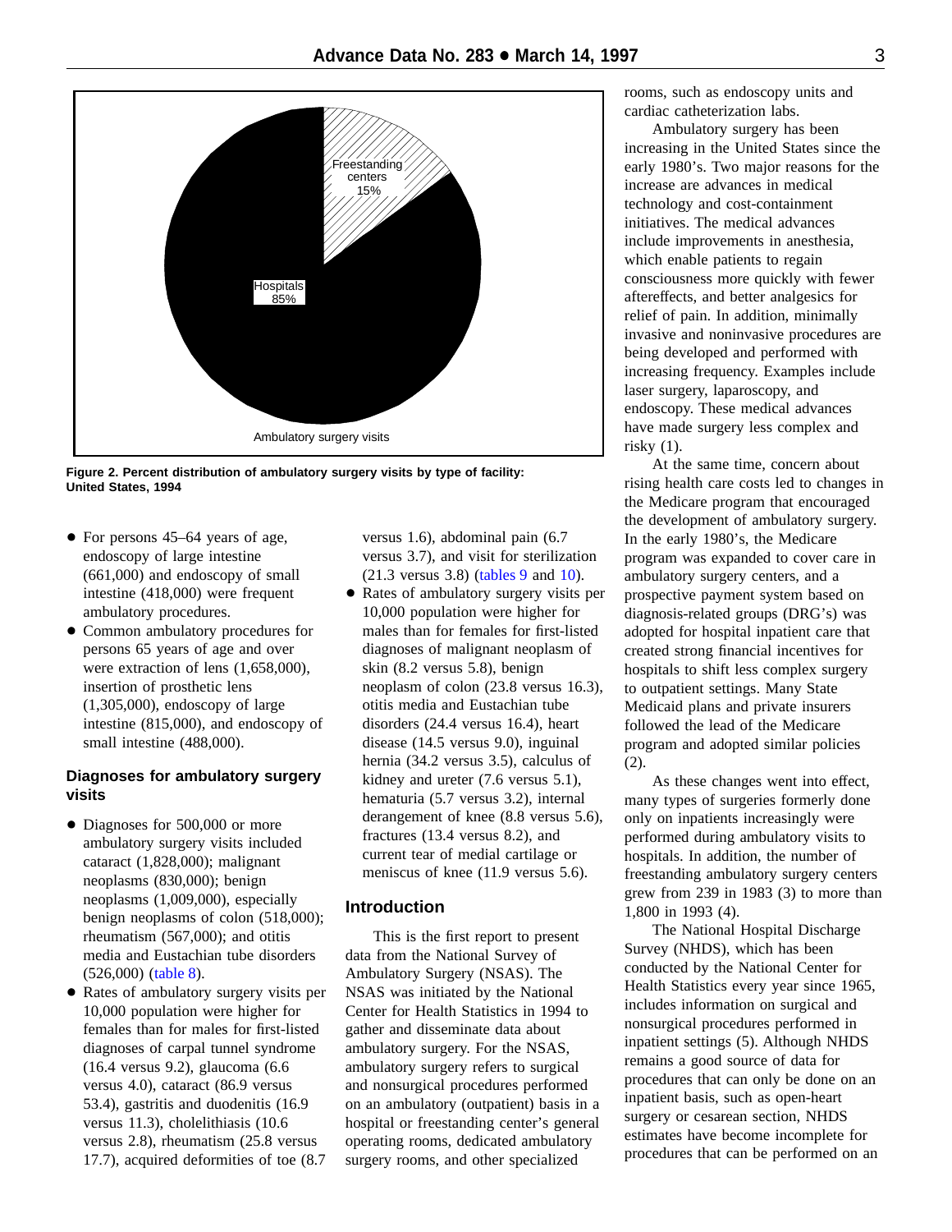Freestanding centers 15%

Hospitals 85%

Ambulatory surgery visits

**Figure 2. Percent distribution of ambulatory surgery visits by type of facility: United States, 1994**

- For persons 45–64 years of age, endoscopy of large intestine (661,000) and endoscopy of small intestine (418,000) were frequent ambulatory procedures.
- Common ambulatory procedures for persons 65 years of age and over were extraction of lens (1,658,000), insertion of prosthetic lens (1,305,000), endoscopy of large intestine (815,000), and endoscopy of small intestine (488,000).

### Diagnoses for ambulatory surgery visits

- Diagnoses for 500,000 or more ambulatory surgery visits included cataract (1,828,000); malignant neoplasms (830,000); benign neoplasms (1,009,000), especially benign neoplasms of colon (518,000); rheumatism (567,000); and otitis media and Eustachian tube disorders (526,000) (table 8).
- Rates of ambulatory surgery visits per 10,000 population were higher for females than for males for first-listed diagnoses of carpal tunnel syndrome (16.4 versus 9.2), glaucoma (6.6 versus 4.0), cataract (86.9 versus 53.4), gastritis and duodenitis (16.9 versus 11.3), cholelithiasis (10.6 versus 2.8), rheumatism (25.8 versus 17.7), acquired deformities of toe (8.7 versus 1.6), abdominal pain (6.7 versus 3.7), and visit for sterilization (21.3 versus 3.8) (tables 9 and 10).
- Rates of ambulatory surgery visits per 10,000 population were higher for males than for females for first-listed diagnoses of malignant neoplasm of skin (8.2 versus 5.8), benign neoplasm of colon (23.8 versus 16.3), otitis media and Eustachian tube disorders (24.4 versus 16.4), heart disease (14.5 versus 9.0), inguinal hernia (34.2 versus 3.5), calculus of kidney and ureter (7.6 versus 5.1), hematuria (5.7 versus 3.2), internal derangement of knee (8.8 versus 5.6), fractures (13.4 versus 8.2), and current tear of medial cartilage or meniscus of knee (11.9 versus 5.6).

## Introduction

This is the first report to present data from the National Survey of Ambulatory Surgery (NSAS). The NSAS was initiated by the National Center for Health Statistics in 1994 to gather and disseminate data about ambulatory surgery. For the NSAS, ambulatory surgery refers to surgical and nonsurgical procedures performed on an ambulatory (outpatient) basis in a hospital or freestanding center's general operating rooms, dedicated ambulatory surgery rooms, and other specialized rooms, such as endoscopy units and cardiac catheterization labs.

Ambulatory surgery has been increasing in the United States since the early 1980's. Two major reasons for the increase are advances in medical technology and cost-containment initiatives. The medical advances include improvements in anesthesia, which enable patients to regain consciousness more quickly with fewer aftereffects, and better analgesics for relief of pain. In addition, minimally invasive and noninvasive procedures are being developed and performed with increasing frequency. Examples include laser surgery, laparoscopy, and endoscopy. These medical advances have made surgery less complex and risky (1).

At the same time, concern about rising health care costs led to changes in the Medicare program that encouraged the development of ambulatory surgery. In the early 1980's, the Medicare program was expanded to cover care in ambulatory surgery centers, and a prospective payment system based on diagnosis-related groups (DRG's) was adopted for hospital inpatient care that created strong financial incentives for hospitals to shift less complex surgery to outpatient settings. Many State Medicaid plans and private insurers followed the lead of the Medicare program and adopted similar policies (2).

As these changes went into effect, many types of surgeries formerly done only on inpatients increasingly were performed during ambulatory visits to hospitals. In addition, the number of freestanding ambulatory surgery centers grew from 239 in 1983 (3) to more than 1,800 in 1993 (4).

The National Hospital Discharge Survey (NHDS), which has been conducted by the National Center for Health Statistics every year since 1965, includes information on surgical and nonsurgical procedures performed in inpatient settings (5). Although NHDS remains a good source of data for procedures that can only be done on an inpatient basis, such as open-heart surgery or cesarean section, NHDS estimates have become incomplete for procedures that can be performed on an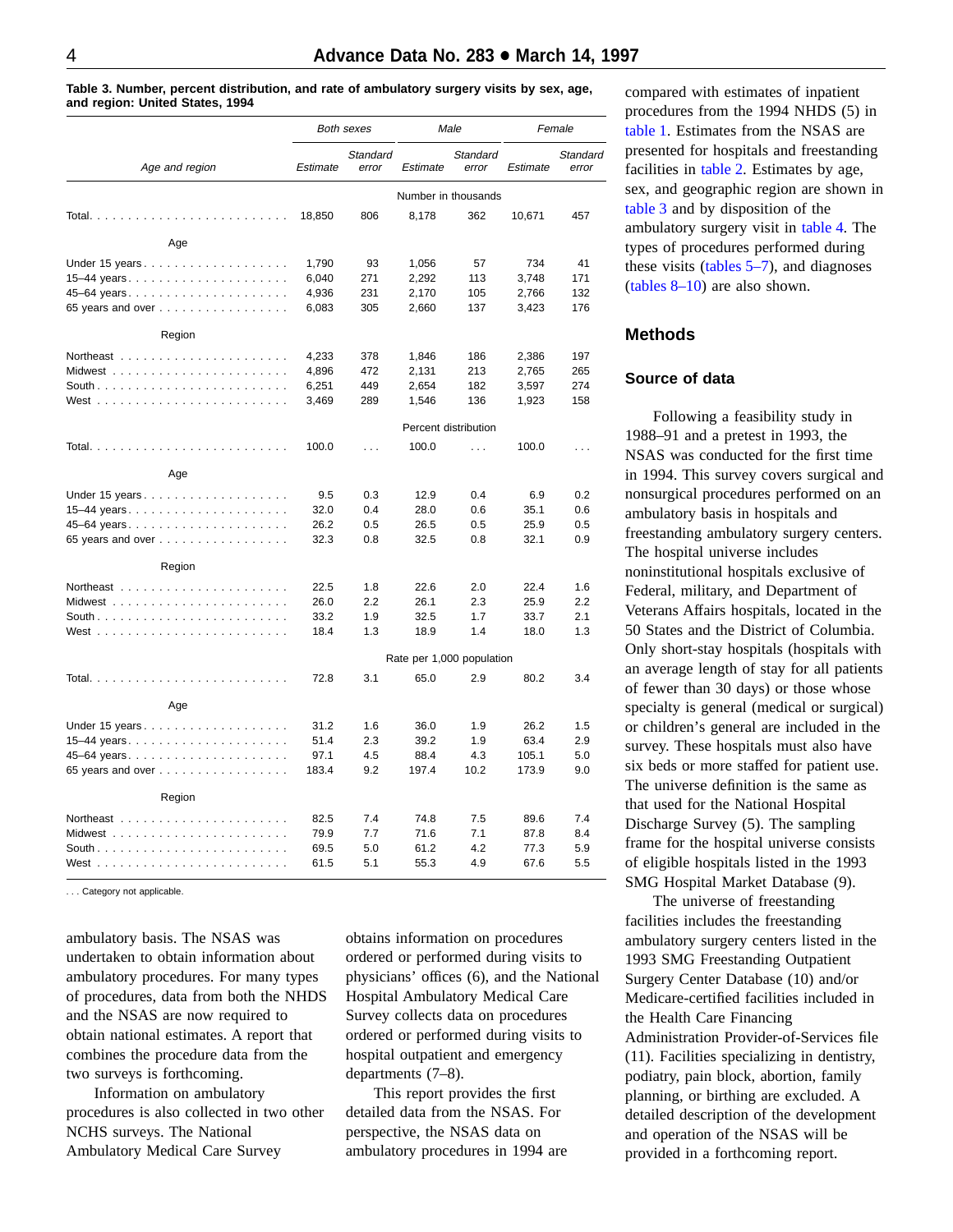**Table 3. Number, percent distribution, and rate of ambulatory surgery visits by sex, age, and region: United States, 1994**

| Age and region | Both sexes |  | Male |  | Female |  |
|---|---|---|---|---|---|---|
|  | Estimate | Standard error | Estimate | Standard error | Estimate | Standard error |
|  | Number in thousands |  |  |  |  |  |
| Total | 18,850 | 806 | 8,178 | 362 | 10,671 | 457 |
| **Age** |  |  |  |  |  |  |
| Under 15 years | 1,790 | 93 | 1,056 | 57 | 734 | 41 |
| 15–44 years | 6,040 | 271 | 2,292 | 113 | 3,748 | 171 |
| 45–64 years | 4,936 | 231 | 2,170 | 105 | 2,766 | 132 |
| 65 years and over | 6,083 | 305 | 2,660 | 137 | 3,423 | 176 |
| **Region** |  |  |  |  |  |  |
| Northeast | 4,233 | 378 | 1,846 | 186 | 2,386 | 197 |
| Midwest | 4,896 | 472 | 2,131 | 213 | 2,765 | 265 |
| South | 6,251 | 449 | 2,654 | 182 | 3,597 | 274 |
| West | 3,469 | 289 | 1,546 | 136 | 1,923 | 158 |
|  | Percent distribution |  |  |  |  |  |
| Total | 100.0 | . . . | 100.0 | . . . | 100.0 | . . . |
| **Age** |  |  |  |  |  |  |
| Under 15 years | 9.5 | 0.3 | 12.9 | 0.4 | 6.9 | 0.2 |
| 15–44 years | 32.0 | 0.4 | 28.0 | 0.6 | 35.1 | 0.6 |
| 45–64 years | 26.2 | 0.5 | 26.5 | 0.5 | 25.9 | 0.5 |
| 65 years and over | 32.3 | 0.8 | 32.5 | 0.8 | 32.1 | 0.9 |
| **Region** |  |  |  |  |  |  |
| Northeast | 22.5 | 1.8 | 22.6 | 2.0 | 22.4 | 1.6 |
| Midwest | 26.0 | 2.2 | 26.1 | 2.3 | 25.9 | 2.2 |
| South | 33.2 | 1.9 | 32.5 | 1.7 | 33.7 | 2.1 |
| West | 18.4 | 1.3 | 18.9 | 1.4 | 18.0 | 1.3 |
|  | Rate per 1,000 population |  |  |  |  |  |
| Total | 72.8 | 3.1 | 65.0 | 2.9 | 80.2 | 3.4 |
| **Age** |  |  |  |  |  |  |
| Under 15 years | 31.2 | 1.6 | 36.0 | 1.9 | 26.2 | 1.5 |
| 15–44 years | 51.4 | 2.3 | 39.2 | 1.9 | 63.4 | 2.9 |
| 45–64 years | 97.1 | 4.5 | 88.4 | 4.3 | 105.1 | 5.0 |
| 65 years and over | 183.4 | 9.2 | 197.4 | 10.2 | 173.9 | 9.0 |
| **Region** |  |  |  |  |  |  |
| Northeast | 82.5 | 7.4 | 74.8 | 7.5 | 89.6 | 7.4 |
| Midwest | 79.9 | 7.7 | 71.6 | 7.1 | 87.8 | 8.4 |
| South | 69.5 | 5.0 | 61.2 | 4.2 | 77.3 | 5.9 |
| West | 61.5 | 5.1 | 55.3 | 4.9 | 67.6 | 5.5 |

. . . Category not applicable.

ambulatory basis. The NSAS was undertaken to obtain information about ambulatory procedures. For many types of procedures, data from both the NHDS and the NSAS are now required to obtain national estimates. A report that combines the procedure data from the two surveys is forthcoming.

Information on ambulatory procedures is also collected in two other NCHS surveys. The National Ambulatory Medical Care Survey obtains information on procedures ordered or performed during visits to physicians' offices (6), and the National Hospital Ambulatory Medical Care Survey collects data on procedures ordered or performed during visits to hospital outpatient and emergency departments (7–8).

This report provides the first detailed data from the NSAS. For perspective, the NSAS data on ambulatory procedures in 1994 are compared with estimates of inpatient procedures from the 1994 NHDS (5) in table 1. Estimates from the NSAS are presented for hospitals and freestanding facilities in table 2. Estimates by age, sex, and geographic region are shown in table 3 and by disposition of the ambulatory surgery visit in table 4. The types of procedures performed during these visits (tables 5–7), and diagnoses (tables 8–10) are also shown.

## Methods

### Source of data

Following a feasibility study in 1988–91 and a pretest in 1993, the NSAS was conducted for the first time in 1994. This survey covers surgical and nonsurgical procedures performed on an ambulatory basis in hospitals and freestanding ambulatory surgery centers. The hospital universe includes noninstitutional hospitals exclusive of Federal, military, and Department of Veterans Affairs hospitals, located in the 50 States and the District of Columbia. Only short-stay hospitals (hospitals with an average length of stay for all patients of fewer than 30 days) or those whose specialty is general (medical or surgical) or children's general are included in the survey. These hospitals must also have six beds or more staffed for patient use. The universe definition is the same as that used for the National Hospital Discharge Survey (5). The sampling frame for the hospital universe consists of eligible hospitals listed in the 1993 SMG Hospital Market Database (9).

The universe of freestanding facilities includes the freestanding ambulatory surgery centers listed in the 1993 SMG Freestanding Outpatient Surgery Center Database (10) and/or Medicare-certified facilities included in the Health Care Financing Administration Provider-of-Services file (11). Facilities specializing in dentistry, podiatry, pain block, abortion, family planning, or birthing are excluded. A detailed description of the development and operation of the NSAS will be provided in a forthcoming report.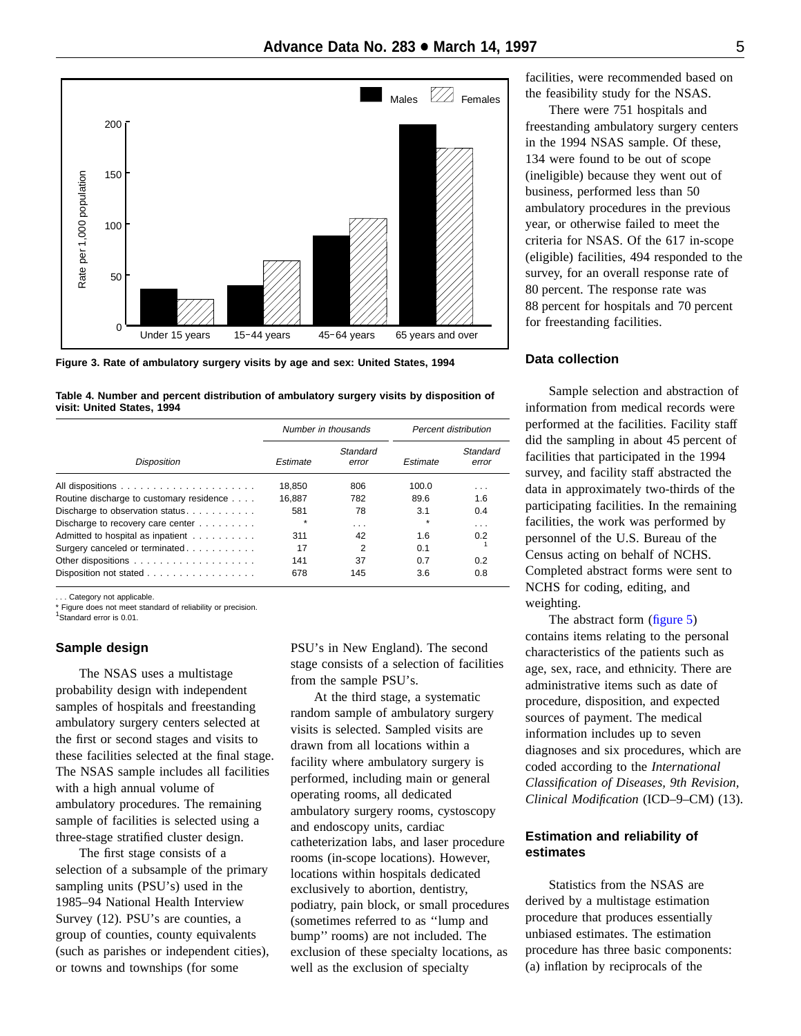Figure 3. Rate of ambulatory surgery visits by age and sex: United States, 1994

**Table 4. Number and percent distribution of ambulatory surgery visits by disposition of visit: United States, 1994**

| Disposition | Number in thousands | | Percent distribution | |
|---|---|---|---|---|
| | Estimate | Standard error | Estimate | Standard error |
| All dispositions | 18,850 | 806 | 100.0 | . . . |
| Routine discharge to customary residence | 16,887 | 782 | 89.6 | 1.6 |
| Discharge to observation status | 581 | 78 | 3.1 | 0.4 |
| Discharge to recovery care center | * | . . . | * | . . . |
| Admitted to hospital as inpatient | 311 | 42 | 1.6 | 0.2 |
| Surgery canceled or terminated | 17 | 2 | 0.1 | [1] |
| Other dispositions | 141 | 37 | 0.7 | 0.2 |
| Disposition not stated | 678 | 145 | 3.6 | 0.8 |

. . . Category not applicable.
* Figure does not meet standard of reliability or precision.
[1]Standard error is 0.01.

## Sample design

The NSAS uses a multistage probability design with independent samples of hospitals and freestanding ambulatory surgery centers selected at the first or second stages and visits to these facilities selected at the final stage. The NSAS sample includes all facilities with a high annual volume of ambulatory procedures. The remaining sample of facilities is selected using a three-stage stratified cluster design.

The first stage consists of a selection of a subsample of the primary sampling units (PSU's) used in the 1985–94 National Health Interview Survey (12). PSU's are counties, a group of counties, county equivalents (such as parishes or independent cities), or towns and townships (for some PSU's in New England). The second stage consists of a selection of facilities from the sample PSU's.

At the third stage, a systematic random sample of ambulatory surgery visits is selected. Sampled visits are drawn from all locations within a facility where ambulatory surgery is performed, including main or general operating rooms, all dedicated ambulatory surgery rooms, cystoscopy and endoscopy units, cardiac catheterization labs, and laser procedure rooms (in-scope locations). However, locations within hospitals dedicated exclusively to abortion, dentistry, podiatry, pain block, or small procedures (sometimes referred to as ''lump and bump'' rooms) are not included. The exclusion of these specialty locations, as well as the exclusion of specialty facilities, were recommended based on the feasibility study for the NSAS.

There were 751 hospitals and freestanding ambulatory surgery centers in the 1994 NSAS sample. Of these, 134 were found to be out of scope (ineligible) because they went out of business, performed less than 50 ambulatory procedures in the previous year, or otherwise failed to meet the criteria for NSAS. Of the 617 in-scope (eligible) facilities, 494 responded to the survey, for an overall response rate of 80 percent. The response rate was 88 percent for hospitals and 70 percent for freestanding facilities.

## Data collection

Sample selection and abstraction of information from medical records were performed at the facilities. Facility staff did the sampling in about 45 percent of facilities that participated in the 1994 survey, and facility staff abstracted the data in approximately two-thirds of the participating facilities. In the remaining facilities, the work was performed by personnel of the U.S. Bureau of the Census acting on behalf of NCHS. Completed abstract forms were sent to NCHS for coding, editing, and weighting.

The abstract form (figure 5) contains items relating to the personal characteristics of the patients such as age, sex, race, and ethnicity. There are administrative items such as date of procedure, disposition, and expected sources of payment. The medical information includes up to seven diagnoses and six procedures, which are coded according to the *International Classification of Diseases, 9th Revision, Clinical Modification* (ICD–9–CM) (13).

## Estimation and reliability of estimates

Statistics from the NSAS are derived by a multistage estimation procedure that produces essentially unbiased estimates. The estimation procedure has three basic components: (a) inflation by reciprocals of the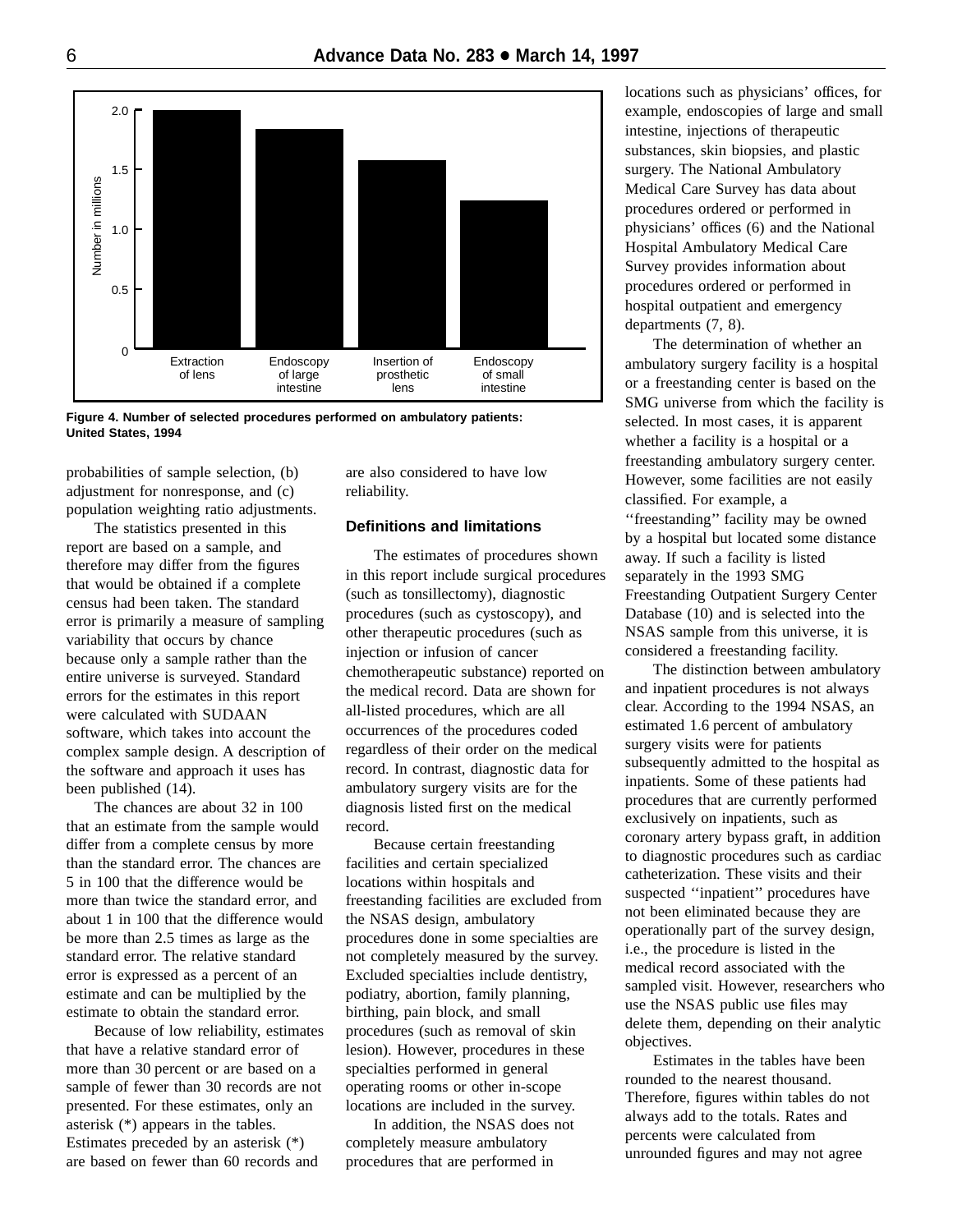Figure 4. Number of selected procedures performed on ambulatory patients: United States, 1994

probabilities of sample selection, (b) adjustment for nonresponse, and (c) population weighting ratio adjustments.

The statistics presented in this report are based on a sample, and therefore may differ from the figures that would be obtained if a complete census had been taken. The standard error is primarily a measure of sampling variability that occurs by chance because only a sample rather than the entire universe is surveyed. Standard errors for the estimates in this report were calculated with SUDAAN software, which takes into account the complex sample design. A description of the software and approach it uses has been published (14).

The chances are about 32 in 100 that an estimate from the sample would differ from a complete census by more than the standard error. The chances are 5 in 100 that the difference would be more than twice the standard error, and about 1 in 100 that the difference would be more than 2.5 times as large as the standard error. The relative standard error is expressed as a percent of an estimate and can be multiplied by the estimate to obtain the standard error.

Because of low reliability, estimates that have a relative standard error of more than 30 percent or are based on a sample of fewer than 30 records are not presented. For these estimates, only an asterisk (*) appears in the tables. Estimates preceded by an asterisk (*) are based on fewer than 60 records and are also considered to have low reliability.

### Definitions and limitations

The estimates of procedures shown in this report include surgical procedures (such as tonsillectomy), diagnostic procedures (such as cystoscopy), and other therapeutic procedures (such as injection or infusion of cancer chemotherapeutic substance) reported on the medical record. Data are shown for all-listed procedures, which are all occurrences of the procedures coded regardless of their order on the medical record. In contrast, diagnostic data for ambulatory surgery visits are for the diagnosis listed first on the medical record.

Because certain freestanding facilities and certain specialized locations within hospitals and freestanding facilities are excluded from the NSAS design, ambulatory procedures done in some specialties are not completely measured by the survey. Excluded specialties include dentistry, podiatry, abortion, family planning, birthing, pain block, and small procedures (such as removal of skin lesion). However, procedures in these specialties performed in general operating rooms or other in-scope locations are included in the survey.

In addition, the NSAS does not completely measure ambulatory procedures that are performed in locations such as physicians' offices, for example, endoscopies of large and small intestine, injections of therapeutic substances, skin biopsies, and plastic surgery. The National Ambulatory Medical Care Survey has data about procedures ordered or performed in physicians' offices (6) and the National Hospital Ambulatory Medical Care Survey provides information about procedures ordered or performed in hospital outpatient and emergency departments (7, 8).

The determination of whether an ambulatory surgery facility is a hospital or a freestanding center is based on the SMG universe from which the facility is selected. In most cases, it is apparent whether a facility is a hospital or a freestanding ambulatory surgery center. However, some facilities are not easily classified. For example, a ''freestanding'' facility may be owned by a hospital but located some distance away. If such a facility is listed separately in the 1993 SMG Freestanding Outpatient Surgery Center Database (10) and is selected into the NSAS sample from this universe, it is considered a freestanding facility.

The distinction between ambulatory and inpatient procedures is not always clear. According to the 1994 NSAS, an estimated 1.6 percent of ambulatory surgery visits were for patients subsequently admitted to the hospital as inpatients. Some of these patients had procedures that are currently performed exclusively on inpatients, such as coronary artery bypass graft, in addition to diagnostic procedures such as cardiac catheterization. These visits and their suspected ''inpatient'' procedures have not been eliminated because they are operationally part of the survey design, i.e., the procedure is listed in the medical record associated with the sampled visit. However, researchers who use the NSAS public use files may delete them, depending on their analytic objectives.

Estimates in the tables have been rounded to the nearest thousand. Therefore, figures within tables do not always add to the totals. Rates and percents were calculated from unrounded figures and may not agree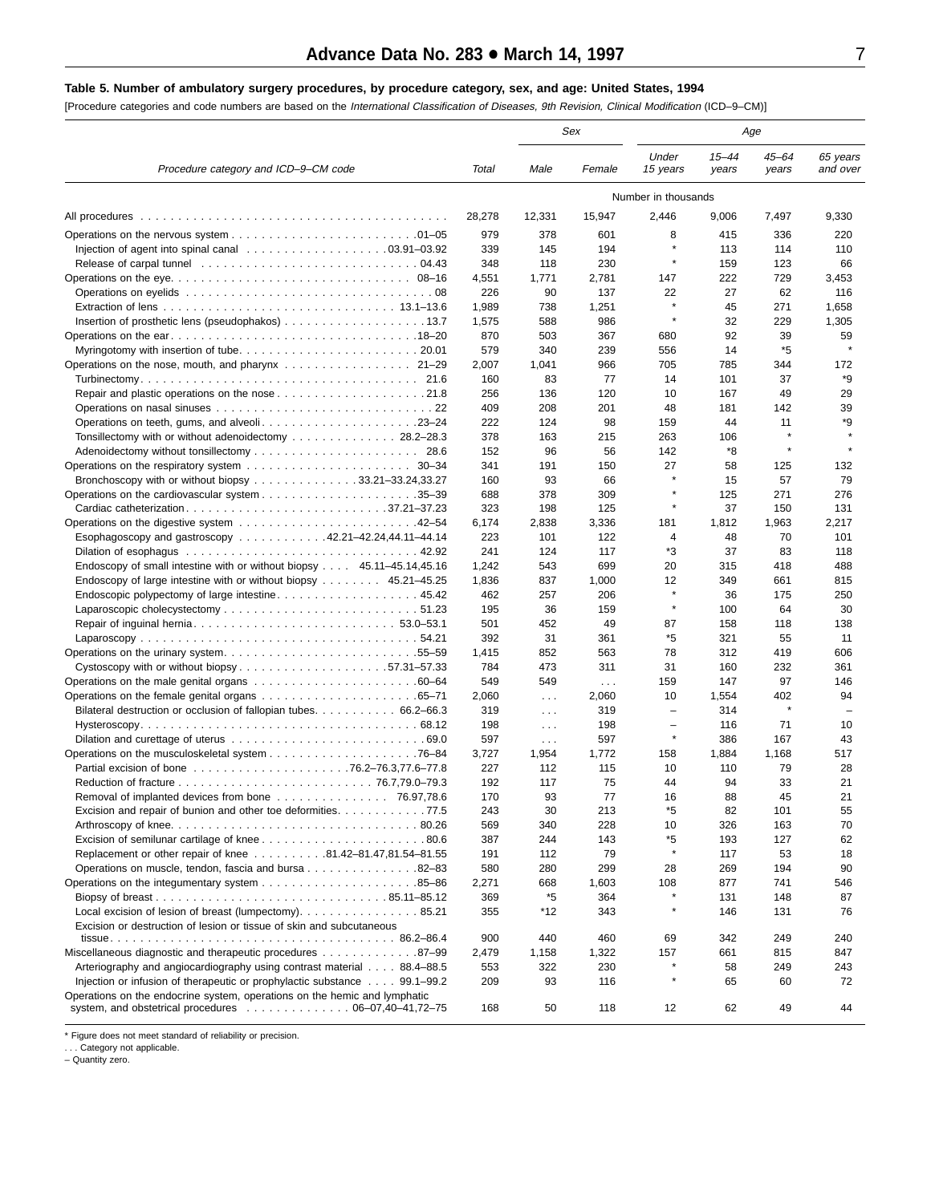**Table 5. Number of ambulatory surgery procedures, by procedure category, sex, and age: United States, 1994**

[Procedure categories and code numbers are based on the *International Classification of Diseases, 9th Revision, Clinical Modification* (ICD–9–CM)]

| Procedure category and ICD–9–CM code | Total | Sex | | Age | | | |
|---|---|---|---|---|---|---|---|
| | | Male | Female | Under 15 years | 15–44 years | 45–64 years | 65 years and over |
| | Number in thousands | | | | | | |
| All procedures | 28,278 | 12,331 | 15,947 | 2,446 | 9,006 | 7,497 | 9,330 |
| Operations on the nervous system .01–05 | 979 | 378 | 601 | 8 | 415 | 336 | 220 |
| Injection of agent into spinal canal 03.91–03.92 | 339 | 145 | 194 | * | 113 | 114 | 110 |
| Release of carpal tunnel 04.43 | 348 | 118 | 230 | * | 159 | 123 | 66 |
| Operations on the eye 08–16 | 4,551 | 1,771 | 2,781 | 147 | 222 | 729 | 3,453 |
| Operations on eyelids 08 | 226 | 90 | 137 | 22 | 27 | 62 | 116 |
| Extraction of lens 13.1–13.6 | 1,989 | 738 | 1,251 | * | 45 | 271 | 1,658 |
| Insertion of prosthetic lens (pseudophakos) 13.7 | 1,575 | 588 | 986 | * | 32 | 229 | 1,305 |
| Operations on the ear 18–20 | 870 | 503 | 367 | 680 | 92 | 39 | 59 |
| Myringotomy with insertion of tube 20.01 | 579 | 340 | 239 | 556 | 14 | *5 | * |
| Operations on the nose, mouth, and pharynx 21–29 | 2,007 | 1,041 | 966 | 705 | 785 | 344 | 172 |
| Turbinectomy 21.6 | 160 | 83 | 77 | 14 | 101 | 37 | *9 |
| Repair and plastic operations on the nose 21.8 | 256 | 136 | 120 | 10 | 167 | 49 | 29 |
| Operations on nasal sinuses 22 | 409 | 208 | 201 | 48 | 181 | 142 | 39 |
| Operations on teeth, gums, and alveoli 23–24 | 222 | 124 | 98 | 159 | 44 | 11 | *9 |
| Tonsillectomy with or without adenoidectomy 28.2–28.3 | 378 | 163 | 215 | 263 | 106 | * | * |
| Adenoidectomy without tonsillectomy 28.6 | 152 | 96 | 56 | 142 | *8 | * | * |
| Operations on the respiratory system 30–34 | 341 | 191 | 150 | 27 | 58 | 125 | 132 |
| Bronchoscopy with or without biopsy 33.21–33.24,33.27 | 160 | 93 | 66 | * | 15 | 57 | 79 |
| Operations on the cardiovascular system .35–39 | 688 | 378 | 309 | * | 125 | 271 | 276 |
| Cardiac catheterization 37.21–37.23 | 323 | 198 | 125 | * | 37 | 150 | 131 |
| Operations on the digestive system .42–54 | 6,174 | 2,838 | 3,336 | 181 | 1,812 | 1,963 | 2,217 |
| Esophagoscopy and gastroscopy .42.21–42.24,44.11–44.14 | 223 | 101 | 122 | 4 | 48 | 70 | 101 |
| Dilation of esophagus 42.92 | 241 | 124 | 117 | *3 | 37 | 83 | 118 |
| Endoscopy of small intestine with or without biopsy 45.11–45.14,45.16 | 1,242 | 543 | 699 | 20 | 315 | 418 | 488 |
| Endoscopy of large intestine with or without biopsy 45.21–45.25 | 1,836 | 837 | 1,000 | 12 | 349 | 661 | 815 |
| Endoscopic polypectomy of large intestine 45.42 | 462 | 257 | 206 | * | 36 | 175 | 250 |
| Laparoscopic cholecystectomy 51.23 | 195 | 36 | 159 | * | 100 | 64 | 30 |
| Repair of inguinal hernia 53.0–53.1 | 501 | 452 | 49 | 87 | 158 | 118 | 138 |
| Laparoscopy 54.21 | 392 | 31 | 361 | *5 | 321 | 55 | 11 |
| Operations on the urinary system .55–59 | 1,415 | 852 | 563 | 78 | 312 | 419 | 606 |
| Cystoscopy with or without biopsy 57.31–57.33 | 784 | 473 | 311 | 31 | 160 | 232 | 361 |
| Operations on the male genital organs .60–64 | 549 | 549 | . . . | 159 | 147 | 97 | 146 |
| Operations on the female genital organs .65–71 | 2,060 | . . . | 2,060 | 10 | 1,554 | 402 | 94 |
| Bilateral destruction or occlusion of fallopian tubes 66.2–66.3 | 319 | . . . | 319 | – | 314 | * | – |
| Hysteroscopy 68.12 | 198 | . . . | 198 | – | 116 | 71 | 10 |
| Dilation and curettage of uterus 69.0 | 597 | . . . | 597 | * | 386 | 167 | 43 |
| Operations on the musculoskeletal system .76–84 | 3,727 | 1,954 | 1,772 | 158 | 1,884 | 1,168 | 517 |
| Partial excision of bone .76.2–76.3,77.6–77.8 | 227 | 112 | 115 | 10 | 110 | 79 | 28 |
| Reduction of fracture 76.7,79.0–79.3 | 192 | 117 | 75 | 44 | 94 | 33 | 21 |
| Removal of implanted devices from bone 76.97,78.6 | 170 | 93 | 77 | 16 | 88 | 45 | 21 |
| Excision and repair of bunion and other toe deformities 77.5 | 243 | 30 | 213 | *5 | 82 | 101 | 55 |
| Arthroscopy of knee 80.26 | 569 | 340 | 228 | 10 | 326 | 163 | 70 |
| Excision of semilunar cartilage of knee 80.6 | 387 | 244 | 143 | *5 | 193 | 127 | 62 |
| Replacement or other repair of knee .81.42–81.47,81.54–81.55 | 191 | 112 | 79 | * | 117 | 53 | 18 |
| Operations on muscle, tendon, fascia and bursa .82–83 | 580 | 280 | 299 | 28 | 269 | 194 | 90 |
| Operations on the integumentary system .85–86 | 2,271 | 668 | 1,603 | 108 | 877 | 741 | 546 |
| Biopsy of breast 85.11–85.12 | 369 | *5 | 364 | * | 131 | 148 | 87 |
| Local excision of lesion of breast (lumpectomy) 85.21 | 355 | *12 | 343 | * | 146 | 131 | 76 |
| Excision or destruction of lesion or tissue of skin and subcutaneous tissue 86.2–86.4 | 900 | 440 | 460 | 69 | 342 | 249 | 240 |
| Miscellaneous diagnostic and therapeutic procedures 87–99 | 2,479 | 1,158 | 1,322 | 157 | 661 | 815 | 847 |
| Arteriography and angiocardiography using contrast material 88.4–88.5 | 553 | 322 | 230 | * | 58 | 249 | 243 |
| Injection or infusion of therapeutic or prophylactic substance 99.1–99.2 | 209 | 93 | 116 | * | 65 | 60 | 72 |
| Operations on the endocrine system, operations on the hemic and lymphatic system, and obstetrical procedures 06–07,40–41,72–75 | 168 | 50 | 118 | 12 | 62 | 49 | 44 |

\* Figure does not meet standard of reliability or precision.
. . . Category not applicable.
– Quantity zero.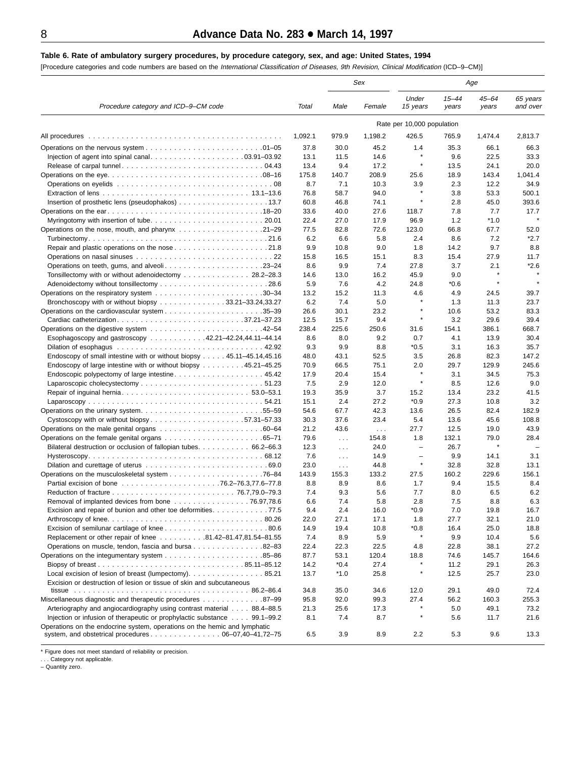**Table 6. Rate of ambulatory surgery procedures, by procedure category, sex, and age: United States, 1994**

[Procedure categories and code numbers are based on the *International Classification of Diseases, 9th Revision, Clinical Modification* (ICD–9–CM)]

| Procedure category and ICD–9–CM code | Total | Sex | | Age | | | |
|---|---|---|---|---|---|---|---|
| | | Male | Female | Under 15 years | 15–44 years | 45–64 years | 65 years and over |
| | Rate per 10,000 population | | | | | | |
| All procedures | 1,092.1 | 979.9 | 1,198.2 | 426.5 | 765.9 | 1,474.4 | 2,813.7 |
| Operations on the nervous system .01–05 | 37.8 | 30.0 | 45.2 | 1.4 | 35.3 | 66.1 | 66.3 |
| Injection of agent into spinal canal 03.91–03.92 | 13.1 | 11.5 | 14.6 | * | 9.6 | 22.5 | 33.3 |
| Release of carpal tunnel 04.43 | 13.4 | 9.4 | 17.2 | * | 13.5 | 24.1 | 20.0 |
| Operations on the eye .08–16 | 175.8 | 140.7 | 208.9 | 25.6 | 18.9 | 143.4 | 1,041.4 |
| Operations on eyelids 08 | 8.7 | 7.1 | 10.3 | 3.9 | 2.3 | 12.2 | 34.9 |
| Extraction of lens 13.1–13.6 | 76.8 | 58.7 | 94.0 | * | 3.8 | 53.3 | 500.1 |
| Insertion of prosthetic lens (pseudophakos) 13.7 | 60.8 | 46.8 | 74.1 | * | 2.8 | 45.0 | 393.6 |
| Operations on the ear .18–20 | 33.6 | 40.0 | 27.6 | 118.7 | 7.8 | 7.7 | 17.7 |
| Myringotomy with insertion of tube 20.01 | 22.4 | 27.0 | 17.9 | 96.9 | 1.2 | *1.0 | * |
| Operations on the nose, mouth, and pharynx .21–29 | 77.5 | 82.8 | 72.6 | 123.0 | 66.8 | 67.7 | 52.0 |
| Turbinectomy 21.6 | 6.2 | 6.6 | 5.8 | 2.4 | 8.6 | 7.2 | *2.7 |
| Repair and plastic operations on the nose 21.8 | 9.9 | 10.8 | 9.0 | 1.8 | 14.2 | 9.7 | 8.8 |
| Operations on nasal sinuses 22 | 15.8 | 16.5 | 15.1 | 8.3 | 15.4 | 27.9 | 11.7 |
| Operations on teeth, gums, and alveoli .23–24 | 8.6 | 9.9 | 7.4 | 27.8 | 3.7 | 2.1 | *2.6 |
| Tonsillectomy with or without adenoidectomy 28.2–28.3 | 14.6 | 13.0 | 16.2 | 45.9 | 9.0 | * | * |
| Adenoidectomy without tonsillectomy 28.6 | 5.9 | 7.6 | 4.2 | 24.8 | *0.6 | * | * |
| Operations on the respiratory system .30–34 | 13.2 | 15.2 | 11.3 | 4.6 | 4.9 | 24.5 | 39.7 |
| Bronchoscopy with or without biopsy 33.21–33.24,33.27 | 6.2 | 7.4 | 5.0 | * | 1.3 | 11.3 | 23.7 |
| Operations on the cardiovascular system .35–39 | 26.6 | 30.1 | 23.2 | * | 10.6 | 53.2 | 83.3 |
| Cardiac catheterization 37.21–37.23 | 12.5 | 15.7 | 9.4 | * | 3.2 | 29.6 | 39.4 |
| Operations on the digestive system .42–54 | 238.4 | 225.6 | 250.6 | 31.6 | 154.1 | 386.1 | 668.7 |
| Esophagoscopy and gastroscopy .42.21–42.24,44.11–44.14 | 8.6 | 8.0 | 9.2 | 0.7 | 4.1 | 13.9 | 30.4 |
| Dilation of esophagus 42.92 | 9.3 | 9.9 | 8.8 | *0.5 | 3.1 | 16.3 | 35.7 |
| Endoscopy of small intestine with or without biopsy 45.11–45.14,45.16 | 48.0 | 43.1 | 52.5 | 3.5 | 26.8 | 82.3 | 147.2 |
| Endoscopy of large intestine with or without biopsy .45.21–45.25 | 70.9 | 66.5 | 75.1 | 2.0 | 29.7 | 129.9 | 245.6 |
| Endoscopic polypectomy of large intestine 45.42 | 17.9 | 20.4 | 15.4 | * | 3.1 | 34.5 | 75.3 |
| Laparoscopic cholecystectomy 51.23 | 7.5 | 2.9 | 12.0 | * | 8.5 | 12.6 | 9.0 |
| Repair of inguinal hernia 53.0–53.1 | 19.3 | 35.9 | 3.7 | 15.2 | 13.4 | 23.2 | 41.5 |
| Laparoscopy 54.21 | 15.1 | 2.4 | 27.2 | *0.9 | 27.3 | 10.8 | 3.2 |
| Operations on the urinary system .55–59 | 54.6 | 67.7 | 42.3 | 13.6 | 26.5 | 82.4 | 182.9 |
| Cystoscopy with or without biopsy .57.31–57.33 | 30.3 | 37.6 | 23.4 | 5.4 | 13.6 | 45.6 | 108.8 |
| Operations on the male genital organs .60–64 | 21.2 | 43.6 | . . . | 27.7 | 12.5 | 19.0 | 43.9 |
| Operations on the female genital organs .65–71 | 79.6 | . . . | 154.8 | 1.8 | 132.1 | 79.0 | 28.4 |
| Bilateral destruction or occlusion of fallopian tubes 66.2–66.3 | 12.3 | . . . | 24.0 | – | 26.7 | * | – |
| Hysteroscopy 68.12 | 7.6 | . . . | 14.9 | – | 9.9 | 14.1 | 3.1 |
| Dilation and curettage of uterus 69.0 | 23.0 | . . . | 44.8 | * | 32.8 | 32.8 | 13.1 |
| Operations on the musculoskeletal system .76–84 | 143.9 | 155.3 | 133.2 | 27.5 | 160.2 | 229.6 | 156.1 |
| Partial excision of bone .76.2–76.3,77.6–77.8 | 8.8 | 8.9 | 8.6 | 1.7 | 9.4 | 15.5 | 8.4 |
| Reduction of fracture 76.7,79.0–79.3 | 7.4 | 9.3 | 5.6 | 7.7 | 8.0 | 6.5 | 6.2 |
| Removal of implanted devices from bone 76.97,78.6 | 6.6 | 7.4 | 5.8 | 2.8 | 7.5 | 8.8 | 6.3 |
| Excision and repair of bunion and other toe deformities 77.5 | 9.4 | 2.4 | 16.0 | *0.9 | 7.0 | 19.8 | 16.7 |
| Arthroscopy of knee 80.26 | 22.0 | 27.1 | 17.1 | 1.8 | 27.7 | 32.1 | 21.0 |
| Excision of semilunar cartilage of knee 80.6 | 14.9 | 19.4 | 10.8 | *0.8 | 16.4 | 25.0 | 18.8 |
| Replacement or other repair of knee .81.42–81.47,81.54–81.55 | 7.4 | 8.9 | 5.9 | * | 9.9 | 10.4 | 5.6 |
| Operations on muscle, tendon, fascia and bursa .82–83 | 22.4 | 22.3 | 22.5 | 4.8 | 22.8 | 38.1 | 27.2 |
| Operations on the integumentary system .85–86 | 87.7 | 53.1 | 120.4 | 18.8 | 74.6 | 145.7 | 164.6 |
| Biopsy of breast 85.11–85.12 | 14.2 | *0.4 | 27.4 | * | 11.2 | 29.1 | 26.3 |
| Local excision of lesion of breast (lumpectomy) 85.21 | 13.7 | *1.0 | 25.8 | * | 12.5 | 25.7 | 23.0 |
| Excision or destruction of lesion or tissue of skin and subcutaneous tissue 86.2–86.4 | 34.8 | 35.0 | 34.6 | 12.0 | 29.1 | 49.0 | 72.4 |
| Miscellaneous diagnostic and therapeutic procedures .87–99 | 95.8 | 92.0 | 99.3 | 27.4 | 56.2 | 160.3 | 255.3 |
| Arteriography and angiocardiography using contrast material 88.4–88.5 | 21.3 | 25.6 | 17.3 | * | 5.0 | 49.1 | 73.2 |
| Injection or infusion of therapeutic or prophylactic substance 99.1–99.2 | 8.1 | 7.4 | 8.7 | * | 5.6 | 11.7 | 21.6 |
| Operations on the endocrine system, operations on the hemic and lymphatic system, and obstetrical procedures 06–07,40–41,72–75 | 6.5 | 3.9 | 8.9 | 2.2 | 5.3 | 9.6 | 13.3 |

\* Figure does not meet standard of reliability or precision.
. . . Category not applicable.
– Quantity zero.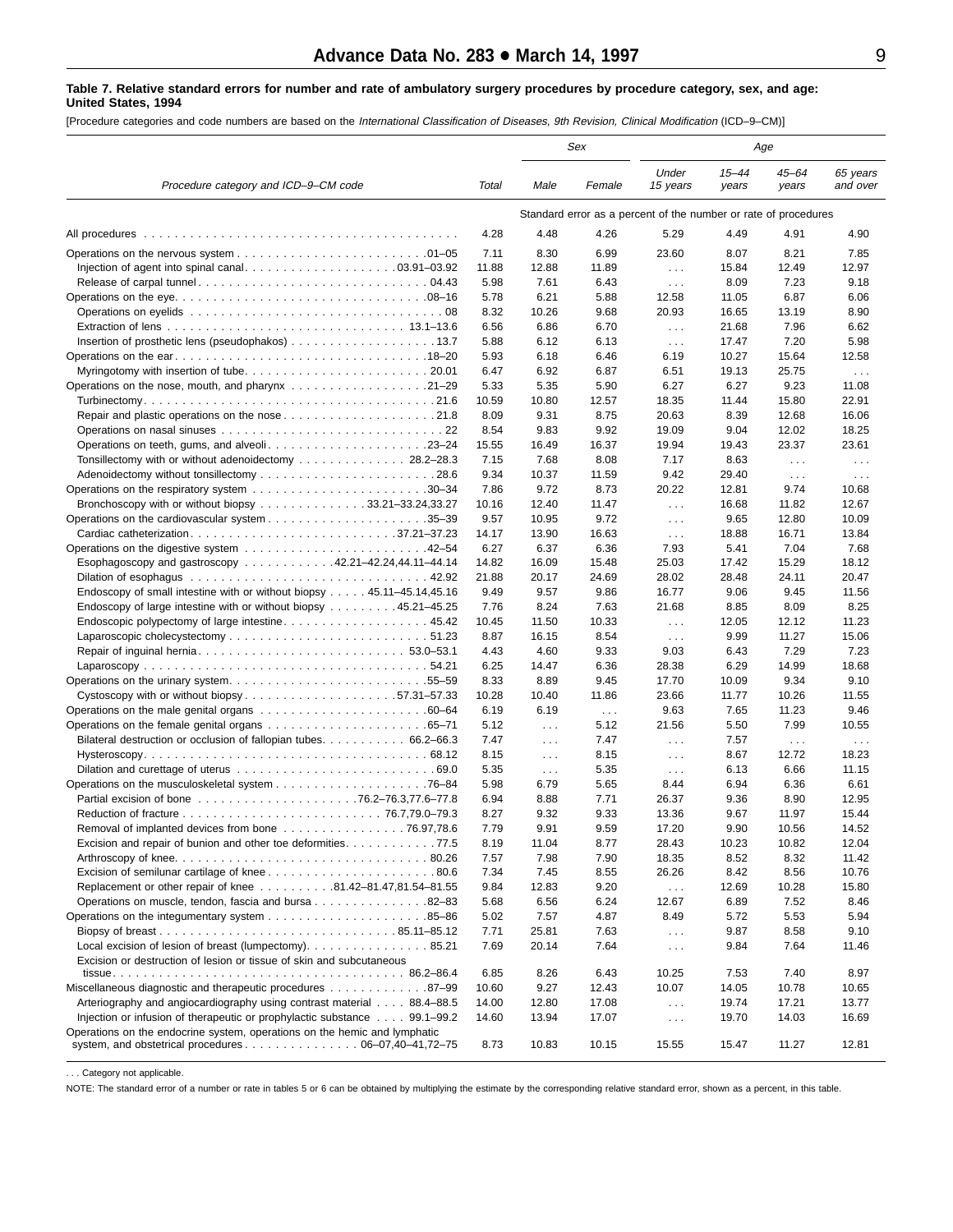**Table 7. Relative standard errors for number and rate of ambulatory surgery procedures by procedure category, sex, and age: United States, 1994**

[Procedure categories and code numbers are based on the *International Classification of Diseases, 9th Revision, Clinical Modification* (ICD–9–CM)]

| Procedure category and ICD–9–CM code | Total | Sex | | Age | | | |
|---|---|---|---|---|---|---|---|
| | | Male | Female | Under 15 years | 15–44 years | 45–64 years | 65 years and over |
| | Standard error as a percent of the number or rate of procedures | | | | | | |
| All procedures | 4.28 | 4.48 | 4.26 | 5.29 | 4.49 | 4.91 | 4.90 |
| Operations on the nervous system . . . 01–05 | 7.11 | 8.30 | 6.99 | 23.60 | 8.07 | 8.21 | 7.85 |
| Injection of agent into spinal canal . . . 03.91–03.92 | 11.88 | 12.88 | 11.89 | . . . | 15.84 | 12.49 | 12.97 |
| Release of carpal tunnel . . . 04.43 | 5.98 | 7.61 | 6.43 | . . . | 8.09 | 7.23 | 9.18 |
| Operations on the eye . . . 08–16 | 5.78 | 6.21 | 5.88 | 12.58 | 11.05 | 6.87 | 6.06 |
| Operations on eyelids . . . 08 | 8.32 | 10.26 | 9.68 | 20.93 | 16.65 | 13.19 | 8.90 |
| Extraction of lens . . . 13.1–13.6 | 6.56 | 6.86 | 6.70 | . . . | 21.68 | 7.96 | 6.62 |
| Insertion of prosthetic lens (pseudophakos) . . . 13.7 | 5.88 | 6.12 | 6.13 | . . . | 17.47 | 7.20 | 5.98 |
| Operations on the ear . . . 18–20 | 5.93 | 6.18 | 6.46 | 6.19 | 10.27 | 15.64 | 12.58 |
| Myringotomy with insertion of tube . . . 20.01 | 6.47 | 6.92 | 6.87 | 6.51 | 19.13 | 25.75 | . . . |
| Operations on the nose, mouth, and pharynx . . . 21–29 | 5.33 | 5.35 | 5.90 | 6.27 | 6.27 | 9.23 | 11.08 |
| Turbinectomy . . . 21.6 | 10.59 | 10.80 | 12.57 | 18.35 | 11.44 | 15.80 | 22.91 |
| Repair and plastic operations on the nose . . . 21.8 | 8.09 | 9.31 | 8.75 | 20.63 | 8.39 | 12.68 | 16.06 |
| Operations on nasal sinuses . . . 22 | 8.54 | 9.83 | 9.92 | 19.09 | 9.04 | 12.02 | 18.25 |
| Operations on teeth, gums, and alveoli . . . 23–24 | 15.55 | 16.49 | 16.37 | 19.94 | 19.43 | 23.37 | 23.61 |
| Tonsillectomy with or without adenoidectomy . . . 28.2–28.3 | 7.15 | 7.68 | 8.08 | 7.17 | 8.63 | . . . | . . . |
| Adenoidectomy without tonsillectomy . . . 28.6 | 9.34 | 10.37 | 11.59 | 9.42 | 29.40 | . . . | . . . |
| Operations on the respiratory system . . . 30–34 | 7.86 | 9.72 | 8.73 | 20.22 | 12.81 | 9.74 | 10.68 |
| Bronchoscopy with or without biopsy . . . 33.21–33.24,33.27 | 10.16 | 12.40 | 11.47 | . . . | 16.68 | 11.82 | 12.67 |
| Operations on the cardiovascular system . . . 35–39 | 9.57 | 10.95 | 9.72 | . . . | 9.65 | 12.80 | 10.09 |
| Cardiac catheterization . . . 37.21–37.23 | 14.17 | 13.90 | 16.63 | . . . | 18.88 | 16.71 | 13.84 |
| Operations on the digestive system . . . 42–54 | 6.27 | 6.37 | 6.36 | 7.93 | 5.41 | 7.04 | 7.68 |
| Esophagoscopy and gastroscopy . . . 42.21–42.24,44.11–44.14 | 14.82 | 16.09 | 15.48 | 25.03 | 17.42 | 15.29 | 18.12 |
| Dilation of esophagus . . . 42.92 | 21.88 | 20.17 | 24.69 | 28.02 | 28.48 | 24.11 | 20.47 |
| Endoscopy of small intestine with or without biopsy . . . 45.11–45.14,45.16 | 9.49 | 9.57 | 9.86 | 16.77 | 9.06 | 9.45 | 11.56 |
| Endoscopy of large intestine with or without biopsy . . . 45.21–45.25 | 7.76 | 8.24 | 7.63 | 21.68 | 8.85 | 8.09 | 8.25 |
| Endoscopic polypectomy of large intestine . . . 45.42 | 10.45 | 11.50 | 10.33 | . . . | 12.05 | 12.12 | 11.23 |
| Laparoscopic cholecystectomy . . . 51.23 | 8.87 | 16.15 | 8.54 | . . . | 9.99 | 11.27 | 15.06 |
| Repair of inguinal hernia . . . 53.0–53.1 | 4.43 | 4.60 | 9.33 | 9.03 | 6.43 | 7.29 | 7.23 |
| Laparoscopy . . . 54.21 | 6.25 | 14.47 | 6.36 | 28.38 | 6.29 | 14.99 | 18.68 |
| Operations on the urinary system . . . 55–59 | 8.33 | 8.89 | 9.45 | 17.70 | 10.09 | 9.34 | 9.10 |
| Cystoscopy with or without biopsy . . . 57.31–57.33 | 10.28 | 10.40 | 11.86 | 23.66 | 11.77 | 10.26 | 11.55 |
| Operations on the male genital organs . . . 60–64 | 6.19 | 6.19 | . . . | 9.63 | 7.65 | 11.23 | 9.46 |
| Operations on the female genital organs . . . 65–71 | 5.12 | . . . | 5.12 | 21.56 | 5.50 | 7.99 | 10.55 |
| Bilateral destruction or occlusion of fallopian tubes . . . 66.2–66.3 | 7.47 | . . . | 7.47 | . . . | 7.57 | . . . | . . . |
| Hysteroscopy . . . 68.12 | 8.15 | . . . | 8.15 | . . . | 8.67 | 12.72 | 18.23 |
| Dilation and curettage of uterus . . . 69.0 | 5.35 | . . . | 5.35 | . . . | 6.13 | 6.66 | 11.15 |
| Operations on the musculoskeletal system . . . 76–84 | 5.98 | 6.79 | 5.65 | 8.44 | 6.94 | 6.36 | 6.61 |
| Partial excision of bone . . . 76.2–76.3,77.6–77.8 | 6.94 | 8.88 | 7.71 | 26.37 | 9.36 | 8.90 | 12.95 |
| Reduction of fracture . . . 76.7,79.0–79.3 | 8.27 | 9.32 | 9.33 | 13.36 | 9.67 | 11.97 | 15.44 |
| Removal of implanted devices from bone . . . 76.97,78.6 | 7.79 | 9.91 | 9.59 | 17.20 | 9.90 | 10.56 | 14.52 |
| Excision and repair of bunion and other toe deformities . . . 77.5 | 8.19 | 11.04 | 8.77 | 28.43 | 10.23 | 10.82 | 12.04 |
| Arthroscopy of knee . . . 80.26 | 7.57 | 7.98 | 7.90 | 18.35 | 8.52 | 8.32 | 11.42 |
| Excision of semilunar cartilage of knee . . . 80.6 | 7.34 | 7.45 | 8.55 | 26.26 | 8.42 | 8.56 | 10.76 |
| Replacement or other repair of knee . . . 81.42–81.47,81.54–81.55 | 9.84 | 12.83 | 9.20 | . . . | 12.69 | 10.28 | 15.80 |
| Operations on muscle, tendon, fascia and bursa . . . 82–83 | 5.68 | 6.56 | 6.24 | 12.67 | 6.89 | 7.52 | 8.46 |
| Operations on the integumentary system . . . 85–86 | 5.02 | 7.57 | 4.87 | 8.49 | 5.72 | 5.53 | 5.94 |
| Biopsy of breast . . . 85.11–85.12 | 7.71 | 25.81 | 7.63 | . . . | 9.87 | 8.58 | 9.10 |
| Local excision of lesion of breast (lumpectomy) . . . 85.21 | 7.69 | 20.14 | 7.64 | . . . | 9.84 | 7.64 | 11.46 |
| Excision or destruction of lesion or tissue of skin and subcutaneous tissue . . . 86.2–86.4 | 6.85 | 8.26 | 6.43 | 10.25 | 7.53 | 7.40 | 8.97 |
| Miscellaneous diagnostic and therapeutic procedures . . . 87–99 | 10.60 | 9.27 | 12.43 | 10.07 | 14.05 | 10.78 | 10.65 |
| Arteriography and angiocardiography using contrast material . . . 88.4–88.5 | 14.00 | 12.80 | 17.08 | . . . | 19.74 | 17.21 | 13.77 |
| Injection or infusion of therapeutic or prophylactic substance . . . 99.1–99.2 | 14.60 | 13.94 | 17.07 | . . . | 19.70 | 14.03 | 16.69 |
| Operations on the endocrine system, operations on the hemic and lymphatic system, and obstetrical procedures . . . 06–07,40–41,72–75 | 8.73 | 10.83 | 10.15 | 15.55 | 15.47 | 11.27 | 12.81 |

. . . Category not applicable.

NOTE: The standard error of a number or rate in tables 5 or 6 can be obtained by multiplying the estimate by the corresponding relative standard error, shown as a percent, in this table.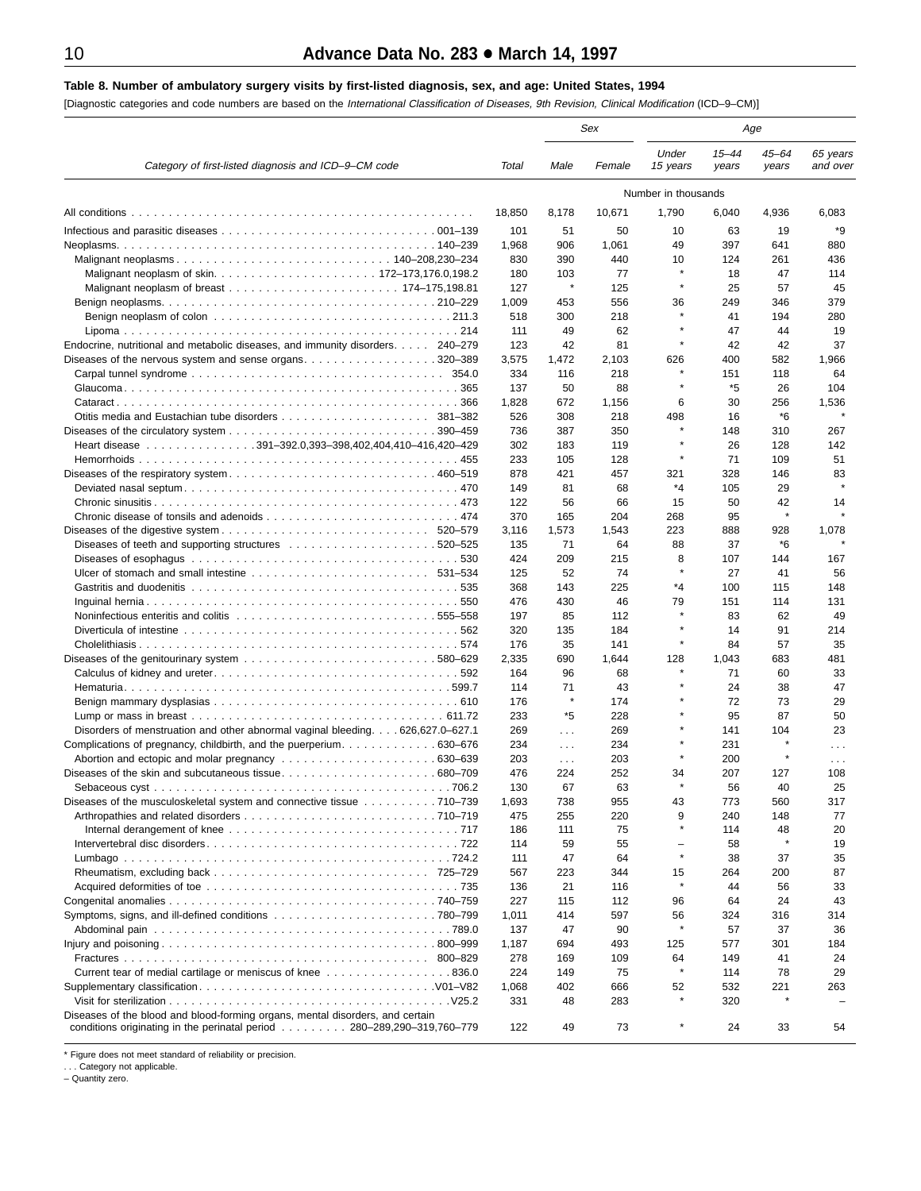**Table 8. Number of ambulatory surgery visits by first-listed diagnosis, sex, and age: United States, 1994**

[Diagnostic categories and code numbers are based on the *International Classification of Diseases, 9th Revision, Clinical Modification* (ICD–9–CM)]

| Category of first-listed diagnosis and ICD–9–CM code | Total | Sex | | Age | | | |
|---|---|---|---|---|---|---|---|
| | | Male | Female | Under 15 years | 15–44 years | 45–64 years | 65 years and over |
| | Number in thousands | | | | | | |
| All conditions | 18,850 | 8,178 | 10,671 | 1,790 | 6,040 | 4,936 | 6,083 |
| Infectious and parasitic diseases 001–139 | 101 | 51 | 50 | 10 | 63 | 19 | *9 |
| Neoplasms 140–239 | 1,968 | 906 | 1,061 | 49 | 397 | 641 | 880 |
| Malignant neoplasms 140–208,230–234 | 830 | 390 | 440 | 10 | 124 | 261 | 436 |
| Malignant neoplasm of skin 172–173,176.0,198.2 | 180 | 103 | 77 | * | 18 | 47 | 114 |
| Malignant neoplasm of breast 174–175,198.81 | 127 | * | 125 | * | 25 | 57 | 45 |
| Benign neoplasms 210–229 | 1,009 | 453 | 556 | 36 | 249 | 346 | 379 |
| Benign neoplasm of colon 211.3 | 518 | 300 | 218 | * | 41 | 194 | 280 |
| Lipoma 214 | 111 | 49 | 62 | * | 47 | 44 | 19 |
| Endocrine, nutritional and metabolic diseases, and immunity disorders 240–279 | 123 | 42 | 81 | * | 42 | 42 | 37 |
| Diseases of the nervous system and sense organs 320–389 | 3,575 | 1,472 | 2,103 | 626 | 400 | 582 | 1,966 |
| Carpal tunnel syndrome 354.0 | 334 | 116 | 218 | * | 151 | 118 | 64 |
| Glaucoma 365 | 137 | 50 | 88 | * | *5 | 26 | 104 |
| Cataract 366 | 1,828 | 672 | 1,156 | 6 | 30 | 256 | 1,536 |
| Otitis media and Eustachian tube disorders 381–382 | 526 | 308 | 218 | 498 | 16 | *6 | * |
| Diseases of the circulatory system 390–459 | 736 | 387 | 350 | * | 148 | 310 | 267 |
| Heart disease 391–392.0,393–398,402,404,410–416,420–429 | 302 | 183 | 119 | * | 26 | 128 | 142 |
| Hemorrhoids 455 | 233 | 105 | 128 | * | 71 | 109 | 51 |
| Diseases of the respiratory system 460–519 | 878 | 421 | 457 | 321 | 328 | 146 | 83 |
| Deviated nasal septum 470 | 149 | 81 | 68 | *4 | 105 | 29 | * |
| Chronic sinusitis 473 | 122 | 56 | 66 | 15 | 50 | 42 | 14 |
| Chronic disease of tonsils and adenoids 474 | 370 | 165 | 204 | 268 | 95 | * | * |
| Diseases of the digestive system 520–579 | 3,116 | 1,573 | 1,543 | 223 | 888 | 928 | 1,078 |
| Diseases of teeth and supporting structures 520–525 | 135 | 71 | 64 | 88 | 37 | *6 | * |
| Diseases of esophagus 530 | 424 | 209 | 215 | 8 | 107 | 144 | 167 |
| Ulcer of stomach and small intestine 531–534 | 125 | 52 | 74 | * | 27 | 41 | 56 |
| Gastritis and duodenitis 535 | 368 | 143 | 225 | *4 | 100 | 115 | 148 |
| Inguinal hernia 550 | 476 | 430 | 46 | 79 | 151 | 114 | 131 |
| Noninfectious enteritis and colitis 555–558 | 197 | 85 | 112 | * | 83 | 62 | 49 |
| Diverticula of intestine 562 | 320 | 135 | 184 | * | 14 | 91 | 214 |
| Cholelithiasis 574 | 176 | 35 | 141 | * | 84 | 57 | 35 |
| Diseases of the genitourinary system 580–629 | 2,335 | 690 | 1,644 | 128 | 1,043 | 683 | 481 |
| Calculus of kidney and ureter 592 | 164 | 96 | 68 | * | 71 | 60 | 33 |
| Hematuria 599.7 | 114 | 71 | 43 | * | 24 | 38 | 47 |
| Benign mammary dysplasias 610 | 176 | * | 174 | * | 72 | 73 | 29 |
| Lump or mass in breast 611.72 | 233 | *5 | 228 | * | 95 | 87 | 50 |
| Disorders of menstruation and other abnormal vaginal bleeding 626,627.0–627.1 | 269 | . . . | 269 | * | 141 | 104 | 23 |
| Complications of pregnancy, childbirth, and the puerperium 630–676 | 234 | . . . | 234 | * | 231 | * | . . . |
| Abortion and ectopic and molar pregnancy 630–639 | 203 | . . . | 203 | * | 200 | * | . . . |
| Diseases of the skin and subcutaneous tissue 680–709 | 476 | 224 | 252 | 34 | 207 | 127 | 108 |
| Sebaceous cyst 706.2 | 130 | 67 | 63 | * | 56 | 40 | 25 |
| Diseases of the musculoskeletal system and connective tissue 710–739 | 1,693 | 738 | 955 | 43 | 773 | 560 | 317 |
| Arthropathies and related disorders 710–719 | 475 | 255 | 220 | 9 | 240 | 148 | 77 |
| Internal derangement of knee 717 | 186 | 111 | 75 | * | 114 | 48 | 20 |
| Intervertebral disc disorders 722 | 114 | 59 | 55 | – | 58 | * | 19 |
| Lumbago 724.2 | 111 | 47 | 64 | * | 38 | 37 | 35 |
| Rheumatism, excluding back 725–729 | 567 | 223 | 344 | 15 | 264 | 200 | 87 |
| Acquired deformities of toe 735 | 136 | 21 | 116 | * | 44 | 56 | 33 |
| Congenital anomalies 740–759 | 227 | 115 | 112 | 96 | 64 | 24 | 43 |
| Symptoms, signs, and ill-defined conditions 780–799 | 1,011 | 414 | 597 | 56 | 324 | 316 | 314 |
| Abdominal pain 789.0 | 137 | 47 | 90 | * | 57 | 37 | 36 |
| Injury and poisoning 800–999 | 1,187 | 694 | 493 | 125 | 577 | 301 | 184 |
| Fractures 800–829 | 278 | 169 | 109 | 64 | 149 | 41 | 24 |
| Current tear of medial cartilage or meniscus of knee 836.0 | 224 | 149 | 75 | * | 114 | 78 | 29 |
| Supplementary classification V01–V82 | 1,068 | 402 | 666 | 52 | 532 | 221 | 263 |
| Visit for sterilization V25.2 | 331 | 48 | 283 | * | 320 | * | – |
| Diseases of the blood and blood-forming organs, mental disorders, and certain conditions originating in the perinatal period 280–289,290–319,760–779 | 122 | 49 | 73 | * | 24 | 33 | 54 |

\* Figure does not meet standard of reliability or precision.
. . . Category not applicable.
– Quantity zero.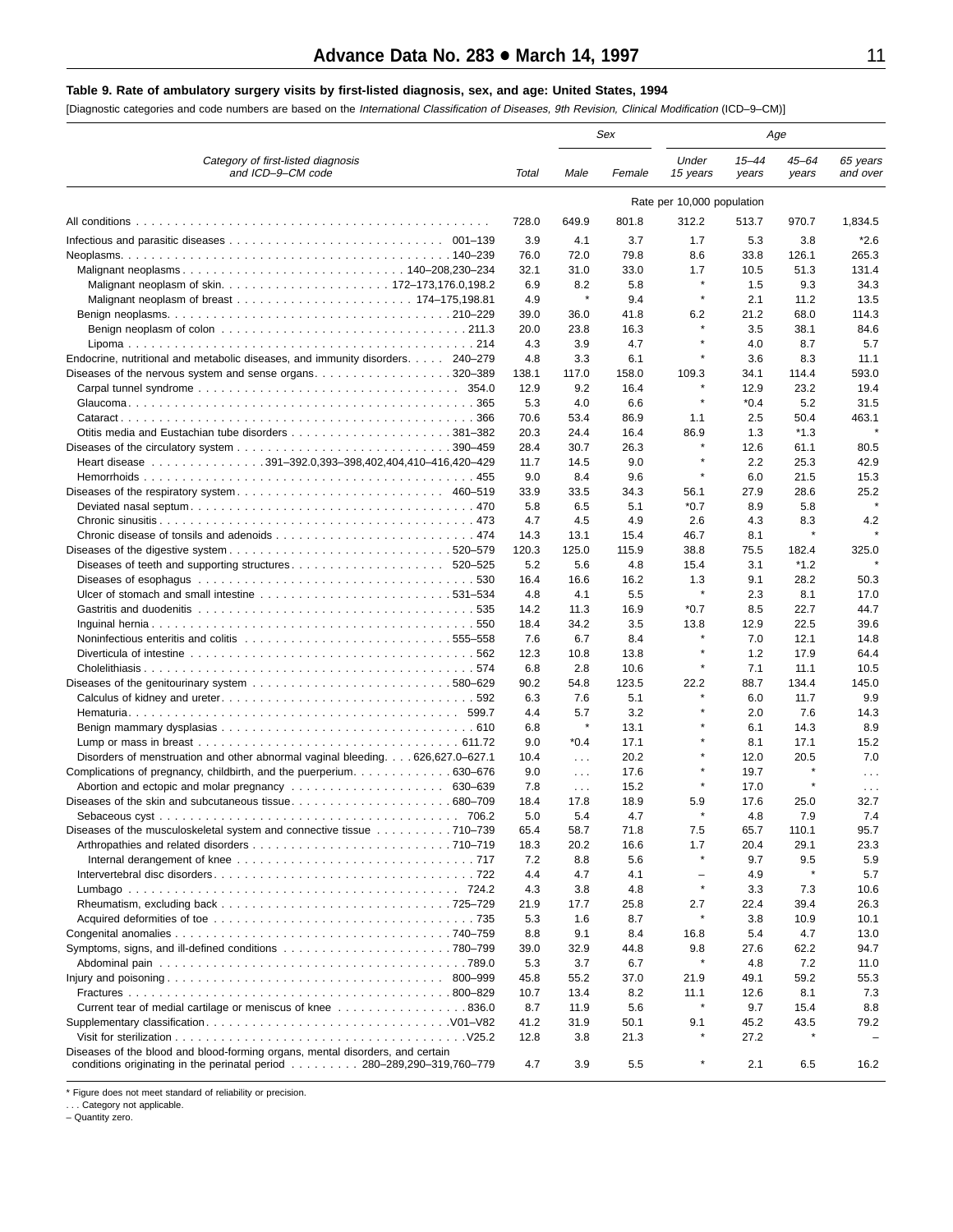**Table 9. Rate of ambulatory surgery visits by first-listed diagnosis, sex, and age: United States, 1994**

[Diagnostic categories and code numbers are based on the *International Classification of Diseases, 9th Revision, Clinical Modification* (ICD–9–CM)]

| Category of first-listed diagnosis and ICD–9–CM code | Total | Sex | | Age | | | |
|---|---|---|---|---|---|---|---|
| | | Male | Female | Under 15 years | 15–44 years | 45–64 years | 65 years and over |
| | Rate per 10,000 population | | | | | | |
| All conditions | 728.0 | 649.9 | 801.8 | 312.2 | 513.7 | 970.7 | 1,834.5 |
| Infectious and parasitic diseases 001–139 | 3.9 | 4.1 | 3.7 | 1.7 | 5.3 | 3.8 | *2.6 |
| Neoplasms 140–239 | 76.0 | 72.0 | 79.8 | 8.6 | 33.8 | 126.1 | 265.3 |
| Malignant neoplasms 140–208,230–234 | 32.1 | 31.0 | 33.0 | 1.7 | 10.5 | 51.3 | 131.4 |
| Malignant neoplasm of skin 172–173,176.0,198.2 | 6.9 | 8.2 | 5.8 | * | 1.5 | 9.3 | 34.3 |
| Malignant neoplasm of breast 174–175,198.81 | 4.9 | * | 9.4 | * | 2.1 | 11.2 | 13.5 |
| Benign neoplasms 210–229 | 39.0 | 36.0 | 41.8 | 6.2 | 21.2 | 68.0 | 114.3 |
| Benign neoplasm of colon 211.3 | 20.0 | 23.8 | 16.3 | * | 3.5 | 38.1 | 84.6 |
| Lipoma 214 | 4.3 | 3.9 | 4.7 | * | 4.0 | 8.7 | 5.7 |
| Endocrine, nutritional and metabolic diseases, and immunity disorders 240–279 | 4.8 | 3.3 | 6.1 | * | 3.6 | 8.3 | 11.1 |
| Diseases of the nervous system and sense organs 320–389 | 138.1 | 117.0 | 158.0 | 109.3 | 34.1 | 114.4 | 593.0 |
| Carpal tunnel syndrome 354.0 | 12.9 | 9.2 | 16.4 | * | 12.9 | 23.2 | 19.4 |
| Glaucoma 365 | 5.3 | 4.0 | 6.6 | * | *0.4 | 5.2 | 31.5 |
| Cataract 366 | 70.6 | 53.4 | 86.9 | 1.1 | 2.5 | 50.4 | 463.1 |
| Otitis media and Eustachian tube disorders 381–382 | 20.3 | 24.4 | 16.4 | 86.9 | 1.3 | *1.3 | * |
| Diseases of the circulatory system 390–459 | 28.4 | 30.7 | 26.3 | * | 12.6 | 61.1 | 80.5 |
| Heart disease 391–392.0,393–398,402,404,410–416,420–429 | 11.7 | 14.5 | 9.0 | * | 2.2 | 25.3 | 42.9 |
| Hemorrhoids 455 | 9.0 | 8.4 | 9.6 | * | 6.0 | 21.5 | 15.3 |
| Diseases of the respiratory system 460–519 | 33.9 | 33.5 | 34.3 | 56.1 | 27.9 | 28.6 | 25.2 |
| Deviated nasal septum 470 | 5.8 | 6.5 | 5.1 | *0.7 | 8.9 | 5.8 | * |
| Chronic sinusitis 473 | 4.7 | 4.5 | 4.9 | 2.6 | 4.3 | 8.3 | 4.2 |
| Chronic disease of tonsils and adenoids 474 | 14.3 | 13.1 | 15.4 | 46.7 | 8.1 | * | * |
| Diseases of the digestive system 520–579 | 120.3 | 125.0 | 115.9 | 38.8 | 75.5 | 182.4 | 325.0 |
| Diseases of teeth and supporting structures 520–525 | 5.2 | 5.6 | 4.8 | 15.4 | 3.1 | *1.2 | * |
| Diseases of esophagus 530 | 16.4 | 16.6 | 16.2 | 1.3 | 9.1 | 28.2 | 50.3 |
| Ulcer of stomach and small intestine 531–534 | 4.8 | 4.1 | 5.5 | * | 2.3 | 8.1 | 17.0 |
| Gastritis and duodenitis 535 | 14.2 | 11.3 | 16.9 | *0.7 | 8.5 | 22.7 | 44.7 |
| Inguinal hernia 550 | 18.4 | 34.2 | 3.5 | 13.8 | 12.9 | 22.5 | 39.6 |
| Noninfectious enteritis and colitis 555–558 | 7.6 | 6.7 | 8.4 | * | 7.0 | 12.1 | 14.8 |
| Diverticula of intestine 562 | 12.3 | 10.8 | 13.8 | * | 1.2 | 17.9 | 64.4 |
| Cholelithiasis 574 | 6.8 | 2.8 | 10.6 | * | 7.1 | 11.1 | 10.5 |
| Diseases of the genitourinary system 580–629 | 90.2 | 54.8 | 123.5 | 22.2 | 88.7 | 134.4 | 145.0 |
| Calculus of kidney and ureter 592 | 6.3 | 7.6 | 5.1 | * | 6.0 | 11.7 | 9.9 |
| Hematuria 599.7 | 4.4 | 5.7 | 3.2 | * | 2.0 | 7.6 | 14.3 |
| Benign mammary dysplasias 610 | 6.8 | * | 13.1 | * | 6.1 | 14.3 | 8.9 |
| Lump or mass in breast 611.72 | 9.0 | *0.4 | 17.1 | * | 8.1 | 17.1 | 15.2 |
| Disorders of menstruation and other abnormal vaginal bleeding 626,627.0–627.1 | 10.4 | . . . | 20.2 | * | 12.0 | 20.5 | 7.0 |
| Complications of pregnancy, childbirth, and the puerperium 630–676 | 9.0 | . . . | 17.6 | * | 19.7 | * | . . . |
| Abortion and ectopic and molar pregnancy 630–639 | 7.8 | . . . | 15.2 | * | 17.0 | * | . . . |
| Diseases of the skin and subcutaneous tissue 680–709 | 18.4 | 17.8 | 18.9 | 5.9 | 17.6 | 25.0 | 32.7 |
| Sebaceous cyst 706.2 | 5.0 | 5.4 | 4.7 | * | 4.8 | 7.9 | 7.4 |
| Diseases of the musculoskeletal system and connective tissue 710–739 | 65.4 | 58.7 | 71.8 | 7.5 | 65.7 | 110.1 | 95.7 |
| Arthropathies and related disorders 710–719 | 18.3 | 20.2 | 16.6 | 1.7 | 20.4 | 29.1 | 23.3 |
| Internal derangement of knee 717 | 7.2 | 8.8 | 5.6 | * | 9.7 | 9.5 | 5.9 |
| Intervertebral disc disorders 722 | 4.4 | 4.7 | 4.1 | – | 4.9 | * | 5.7 |
| Lumbago 724.2 | 4.3 | 3.8 | 4.8 | * | 3.3 | 7.3 | 10.6 |
| Rheumatism, excluding back 725–729 | 21.9 | 17.7 | 25.8 | 2.7 | 22.4 | 39.4 | 26.3 |
| Acquired deformities of toe 735 | 5.3 | 1.6 | 8.7 | * | 3.8 | 10.9 | 10.1 |
| Congenital anomalies 740–759 | 8.8 | 9.1 | 8.4 | 16.8 | 5.4 | 4.7 | 13.0 |
| Symptoms, signs, and ill-defined conditions 780–799 | 39.0 | 32.9 | 44.8 | 9.8 | 27.6 | 62.2 | 94.7 |
| Abdominal pain 789.0 | 5.3 | 3.7 | 6.7 | * | 4.8 | 7.2 | 11.0 |
| Injury and poisoning 800–999 | 45.8 | 55.2 | 37.0 | 21.9 | 49.1 | 59.2 | 55.3 |
| Fractures 800–829 | 10.7 | 13.4 | 8.2 | 11.1 | 12.6 | 8.1 | 7.3 |
| Current tear of medial cartilage or meniscus of knee 836.0 | 8.7 | 11.9 | 5.6 | * | 9.7 | 15.4 | 8.8 |
| Supplementary classification V01–V82 | 41.2 | 31.9 | 50.1 | 9.1 | 45.2 | 43.5 | 79.2 |
| Visit for sterilization V25.2 | 12.8 | 3.8 | 21.3 | * | 27.2 | * | – |
| Diseases of the blood and blood-forming organs, mental disorders, and certain conditions originating in the perinatal period 280–289,290–319,760–779 | 4.7 | 3.9 | 5.5 | * | 2.1 | 6.5 | 16.2 |

\* Figure does not meet standard of reliability or precision.
. . . Category not applicable.
– Quantity zero.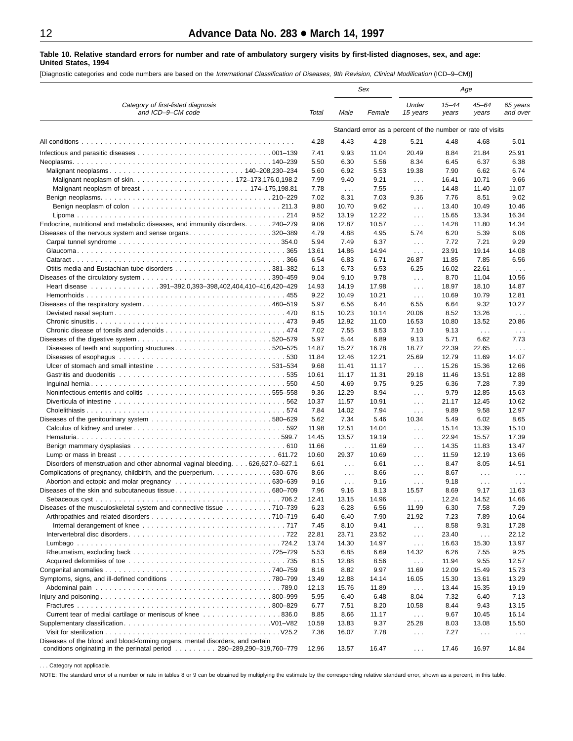**Table 10. Relative standard errors for number and rate of ambulatory surgery visits by first-listed diagnoses, sex, and age: United States, 1994**

[Diagnostic categories and code numbers are based on the *International Classification of Diseases, 9th Revision, Clinical Modification* (ICD–9–CM)]

| Category of first-listed diagnosis and ICD–9–CM code | Total | Sex | | Age | | | |
|---|---|---|---|---|---|---|---|
| | | Male | Female | Under 15 years | 15–44 years | 45–64 years | 65 years and over |
| | Standard error as a percent of the number or rate of visits | | | | | | |
| All conditions | 4.28 | 4.43 | 4.28 | 5.21 | 4.48 | 4.68 | 5.01 |
| Infectious and parasitic diseases 001–139 | 7.41 | 9.93 | 11.04 | 20.49 | 8.84 | 21.84 | 25.91 |
| Neoplasms 140–239 | 5.50 | 6.30 | 5.56 | 8.34 | 6.45 | 6.37 | 6.38 |
| Malignant neoplasms 140–208,230–234 | 5.60 | 6.92 | 5.53 | 19.38 | 7.90 | 6.62 | 6.74 |
| Malignant neoplasm of skin 172–173,176.0,198.2 | 7.99 | 9.40 | 9.21 | . . . | 16.41 | 10.71 | 9.66 |
| Malignant neoplasm of breast 174–175,198.81 | 7.78 | . . . | 7.55 | . . . | 14.48 | 11.40 | 11.07 |
| Benign neoplasms 210–229 | 7.02 | 8.31 | 7.03 | 9.36 | 7.76 | 8.51 | 9.02 |
| Benign neoplasm of colon 211.3 | 9.80 | 10.70 | 9.62 | . . . | 13.40 | 10.49 | 10.46 |
| Lipoma 214 | 9.52 | 13.19 | 12.22 | . . . | 15.65 | 13.34 | 16.34 |
| Endocrine, nutritional and metabolic diseases, and immunity disorders 240–279 | 9.06 | 12.87 | 10.57 | . . . | 14.28 | 11.80 | 14.34 |
| Diseases of the nervous system and sense organs 320–389 | 4.79 | 4.88 | 4.95 | 5.74 | 6.20 | 5.39 | 6.06 |
| Carpal tunnel syndrome 354.0 | 5.94 | 7.49 | 6.37 | . . . | 7.72 | 7.21 | 9.29 |
| Glaucoma 365 | 13.61 | 14.86 | 14.94 | . . . | 23.91 | 19.14 | 14.08 |
| Cataract 366 | 6.54 | 6.83 | 6.71 | 26.87 | 11.85 | 7.85 | 6.56 |
| Otitis media and Eustachian tube disorders 381–382 | 6.13 | 6.73 | 6.53 | 6.25 | 16.02 | 22.61 | . . . |
| Diseases of the circulatory system 390–459 | 9.04 | 9.10 | 9.78 | . . . | 8.70 | 11.04 | 10.56 |
| Heart disease 391–392.0,393–398,402,404,410–416,420–429 | 14.93 | 14.19 | 17.98 | . . . | 18.97 | 18.10 | 14.87 |
| Hemorrhoids 455 | 9.22 | 10.49 | 10.21 | . . . | 10.69 | 10.79 | 12.81 |
| Diseases of the respiratory system 460–519 | 5.97 | 6.56 | 6.44 | 6.55 | 6.64 | 9.32 | 10.27 |
| Deviated nasal septum 470 | 8.15 | 10.23 | 10.14 | 20.06 | 8.52 | 13.26 | . . . |
| Chronic sinusitis 473 | 9.45 | 12.92 | 11.00 | 16.53 | 10.80 | 13.52 | 20.86 |
| Chronic disease of tonsils and adenoids 474 | 7.02 | 7.55 | 8.53 | 7.10 | 9.13 | . . . | . . . |
| Diseases of the digestive system 520–579 | 5.97 | 5.44 | 6.89 | 9.13 | 5.71 | 6.62 | 7.73 |
| Diseases of teeth and supporting structures 520–525 | 14.87 | 15.27 | 16.78 | 18.77 | 22.39 | 22.65 | . . . |
| Diseases of esophagus 530 | 11.84 | 12.46 | 12.21 | 25.69 | 12.79 | 11.69 | 14.07 |
| Ulcer of stomach and small intestine 531–534 | 9.68 | 11.41 | 11.17 | . . . | 15.26 | 15.36 | 12.66 |
| Gastritis and duodenitis 535 | 10.61 | 11.17 | 11.31 | 29.18 | 11.46 | 13.51 | 12.88 |
| Inguinal hernia 550 | 4.50 | 4.69 | 9.75 | 9.25 | 6.36 | 7.28 | 7.39 |
| Noninfectious enteritis and colitis 555–558 | 9.36 | 12.29 | 8.94 | . . . | 9.79 | 12.85 | 15.63 |
| Diverticula of intestine 562 | 10.37 | 11.57 | 10.91 | . . . | 21.17 | 12.45 | 10.62 |
| Cholelithiasis 574 | 7.84 | 14.02 | 7.94 | . . . | 9.89 | 9.58 | 12.97 |
| Diseases of the genitourinary system 580–629 | 5.62 | 7.34 | 5.46 | 10.34 | 5.49 | 6.02 | 8.65 |
| Calculus of kidney and ureter 592 | 11.98 | 12.51 | 14.04 | . . . | 15.14 | 13.39 | 15.10 |
| Hematuria 599.7 | 14.45 | 13.57 | 19.19 | . . . | 22.94 | 15.57 | 17.39 |
| Benign mammary dysplasias 610 | 11.66 | . . . | 11.69 | . . . | 14.35 | 11.83 | 13.47 |
| Lump or mass in breast 611.72 | 10.60 | 29.37 | 10.69 | . . . | 11.59 | 12.19 | 13.66 |
| Disorders of menstruation and other abnormal vaginal bleeding 626,627.0–627.1 | 6.61 | . . . | 6.61 | . . . | 8.47 | 8.05 | 14.51 |
| Complications of pregnancy, childbirth, and the puerperium 630–676 | 8.66 | . . . | 8.66 | . . . | 8.67 | . . . | . . . |
| Abortion and ectopic and molar pregnancy 630–639 | 9.16 | . . . | 9.16 | . . . | 9.18 | . . . | . . . |
| Diseases of the skin and subcutaneous tissue 680–709 | 7.96 | 9.16 | 8.13 | 15.57 | 8.69 | 9.17 | 11.63 |
| Sebaceous cyst 706.2 | 12.41 | 13.15 | 14.96 | . . . | 12.24 | 14.52 | 14.66 |
| Diseases of the musculoskeletal system and connective tissue 710–739 | 6.23 | 6.28 | 6.56 | 11.99 | 6.30 | 7.58 | 7.29 |
| Arthropathies and related disorders 710–719 | 6.40 | 6.40 | 7.90 | 21.92 | 7.23 | 7.89 | 10.64 |
| Internal derangement of knee 717 | 7.45 | 8.10 | 9.41 | . . . | 8.58 | 9.31 | 17.28 |
| Intervertebral disc disorders 722 | 22.81 | 23.71 | 23.52 | . . . | 23.40 | . . . | 22.12 |
| Lumbago 724.2 | 13.74 | 14.30 | 14.97 | . . . | 16.63 | 15.30 | 13.97 |
| Rheumatism, excluding back 725–729 | 5.53 | 6.85 | 6.69 | 14.32 | 6.26 | 7.55 | 9.25 |
| Acquired deformities of toe 735 | 8.15 | 12.88 | 8.56 | . . . | 11.94 | 9.55 | 12.57 |
| Congenital anomalies 740–759 | 8.16 | 8.82 | 9.97 | 11.69 | 12.09 | 15.49 | 15.73 |
| Symptoms, signs, and ill-defined conditions 780–799 | 13.49 | 12.88 | 14.14 | 16.05 | 15.30 | 13.61 | 13.29 |
| Abdominal pain 789.0 | 12.13 | 15.76 | 11.89 | . . . | 13.44 | 15.35 | 19.19 |
| Injury and poisoning 800–999 | 5.95 | 6.40 | 6.48 | 8.04 | 7.32 | 6.40 | 7.13 |
| Fractures 800–829 | 6.77 | 7.51 | 8.20 | 10.58 | 8.44 | 9.43 | 13.15 |
| Current tear of medial cartilage or meniscus of knee 836.0 | 8.85 | 8.66 | 11.17 | . . . | 9.67 | 10.45 | 16.14 |
| Supplementary classification V01–V82 | 10.59 | 13.83 | 9.37 | 25.28 | 8.03 | 13.08 | 15.50 |
| Visit for sterilization V25.2 | 7.36 | 16.07 | 7.78 | . . . | 7.27 | . . . | . . . |
| Diseases of the blood and blood-forming organs, mental disorders, and certain conditions originating in the perinatal period 280–289,290–319,760–779 | 12.96 | 13.57 | 16.47 | . . . | 17.46 | 16.97 | 14.84 |

. . . Category not applicable.

NOTE: The standard error of a number or rate in tables 8 or 9 can be obtained by multiplying the estimate by the corresponding relative standard error, shown as a percent, in this table.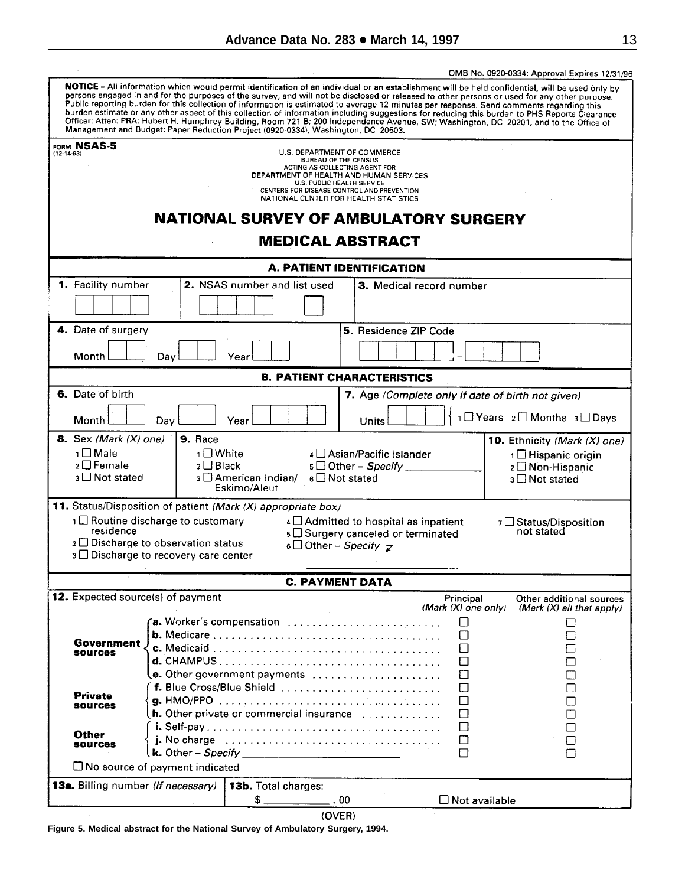OMB No. 0920-0334: Approval Expires 12/31/96

**NOTICE** – All information which would permit identification of an individual or an establishment will be held confidential, will be used only by persons engaged in and for the purposes of the survey, and will not be disclosed or released to other persons or used for any other purpose. Public reporting burden for this collection of information is estimated to average 12 minutes per response. Send comments regarding this burden estimate or any other aspect of this collection of information including suggestions for reducing this burden to PHS Reports Clearance Officer: Atten: PRA: Hubert H. Humphrey Building, Room 721-B; 200 Independence Avenue, SW; Washington, DC 20201, and to the Office of Management and Budget; Paper Reduction Project (0920-0334), Washington, DC 20503.

FORM **NSAS-5**
(12-14-93)

U.S. DEPARTMENT OF COMMERCE
BUREAU OF THE CENSUS
ACTING AS COLLECTING AGENT FOR
DEPARTMENT OF HEALTH AND HUMAN SERVICES
U.S. PUBLIC HEALTH SERVICE
CENTERS FOR DISEASE CONTROL AND PREVENTION
NATIONAL CENTER FOR HEALTH STATISTICS

# NATIONAL SURVEY OF AMBULATORY SURGERY

## MEDICAL ABSTRACT

### A. PATIENT IDENTIFICATION

**1.** Facility number

**2.** NSAS number and list used

**3.** Medical record number

**4.** Date of surgery

Month ___ Day ___ Year ___

**5.** Residence ZIP Code

### B. PATIENT CHARACTERISTICS

**6.** Date of birth

Month ___ Day ___ Year ___

**7.** Age *(Complete only if date of birth not given)*

Units ___ 1 ☐ Years 2 ☐ Months 3 ☐ Days

**8.** Sex *(Mark (X) one)*

1 ☐ Male
2 ☐ Female
3 ☐ Not stated

**9.** Race

1 ☐ White
2 ☐ Black
3 ☐ American Indian/Eskimo/Aleut
4 ☐ Asian/Pacific Islander
5 ☐ Other – *Specify* ___
6 ☐ Not stated

**10.** Ethnicity *(Mark (X) one)*

1 ☐ Hispanic origin
2 ☐ Non-Hispanic
3 ☐ Not stated

**11.** Status/Disposition of patient *(Mark (X) appropriate box)*

1 ☐ Routine discharge to customary residence
2 ☐ Discharge to observation status
3 ☐ Discharge to recovery care center
4 ☐ Admitted to hospital as inpatient
5 ☐ Surgery canceled or terminated
6 ☐ Other – *Specify* ___
7 ☐ Status/Disposition not stated

### C. PAYMENT DATA

**12.** Expected source(s) of payment

| | | Principal *(Mark (X) one only)* | Other additional sources *(Mark (X) all that apply)* |
|---|---|---|---|
| **Government sources** | **a.** Worker's compensation | ☐ | ☐ |
| | **b.** Medicare | ☐ | ☐ |
| | **c.** Medicaid | ☐ | ☐ |
| | **d.** CHAMPUS | ☐ | ☐ |
| | **e.** Other government payments | ☐ | ☐ |
| **Private sources** | **f.** Blue Cross/Blue Shield | ☐ | ☐ |
| | **g.** HMO/PPO | ☐ | ☐ |
| | **h.** Other private or commercial insurance | ☐ | ☐ |
| **Other sources** | **i.** Self-pay | ☐ | ☐ |
| | **j.** No charge | ☐ | ☐ |
| | **k.** Other – *Specify* ___ | ☐ | ☐ |

☐ No source of payment indicated

**13a.** Billing number *(If necessary)*

**13b.** Total charges:

$ ________ . 00 ☐ Not available

(OVER)

**Figure 5. Medical abstract for the National Survey of Ambulatory Surgery, 1994.**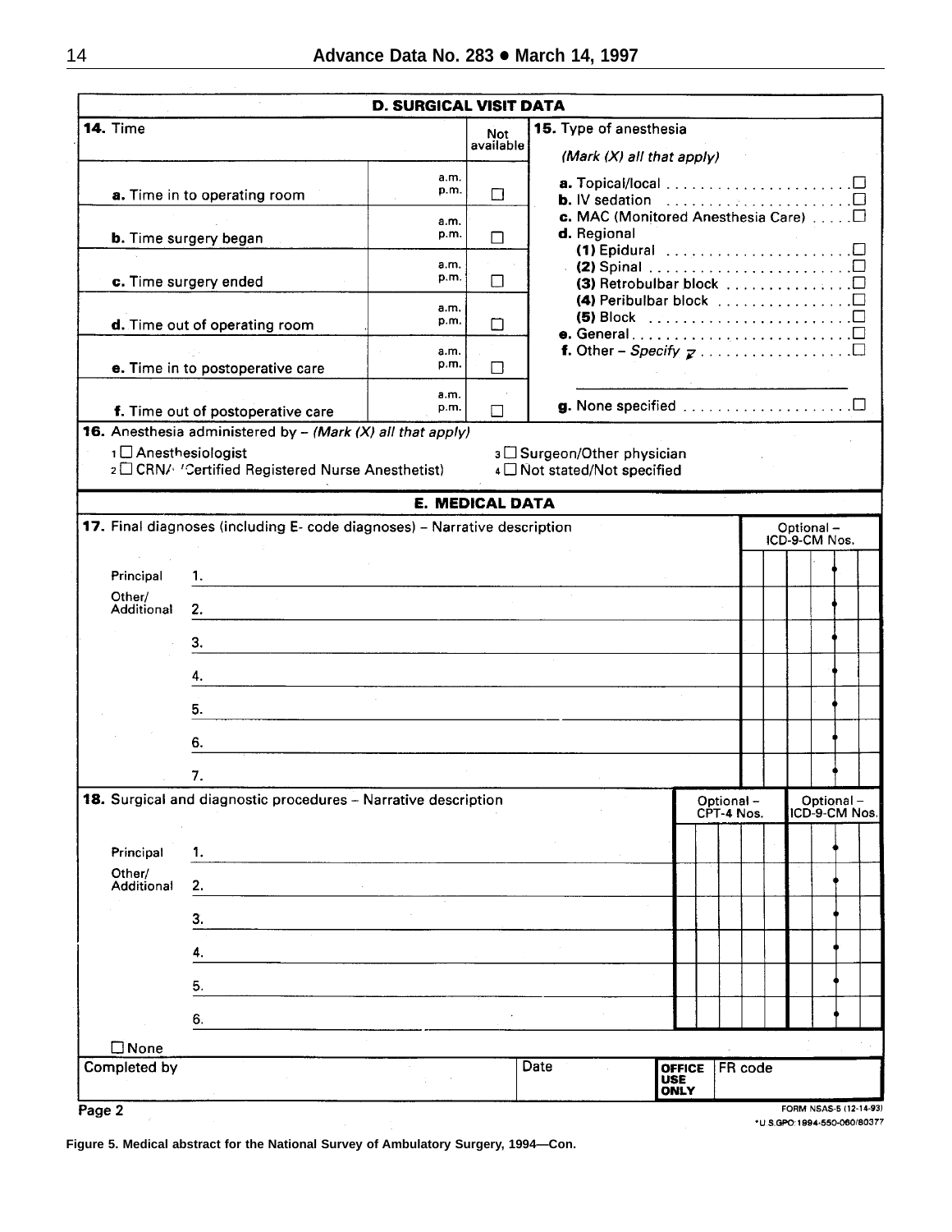## D. SURGICAL VISIT DATA

**14.** Time

| | | | Not available |
|---|---|---|---|
| **a.** Time in to operating room | | a.m. p.m. | ☐ |
| **b.** Time surgery began | | a.m. p.m. | ☐ |
| **c.** Time surgery ended | | a.m. p.m. | ☐ |
| **d.** Time out of operating room | | a.m. p.m. | ☐ |
| **e.** Time in to postoperative care | | a.m. p.m. | ☐ |
| **f.** Time out of postoperative care | | a.m. p.m. | ☐ |

**15.** Type of anesthesia

*(Mark (X) all that apply)*

- **a.** Topical/local ☐
- **b.** IV sedation ☐
- **c.** MAC (Monitored Anesthesia Care) ☐
- **d.** Regional
  - **(1)** Epidural ☐
  - **(2)** Spinal ☐
  - **(3)** Retrobulbar block ☐
  - **(4)** Peribulbar block ☐
  - **(5)** Block ☐
- **e.** General ☐
- **f.** Other – *Specify* ☐ \_\_\_\_\_\_\_\_\_\_\_\_\_\_\_\_
- **g.** None specified ☐

**16.** Anesthesia administered by – *(Mark (X) all that apply)*

1 ☐ Anesthesiologist
2 ☐ CRNA (Certified Registered Nurse Anesthetist)
3 ☐ Surgeon/Other physician
4 ☐ Not stated/Not specified

## E. MEDICAL DATA

**17.** Final diagnoses (including E- code diagnoses) – Narrative description

| | | Optional – ICD-9-CM Nos. |
|---|---|---|
| Principal | 1. | |
| Other/ Additional | 2. | |
| | 3. | |
| | 4. | |
| | 5. | |
| | 6. | |
| | 7. | |

**18.** Surgical and diagnostic procedures – Narrative description

| | | Optional – CPT-4 Nos. | Optional – ICD-9-CM Nos. |
|---|---|---|---|
| Principal | 1. | | |
| Other/ Additional | 2. | | |
| | 3. | | |
| | 4. | | |
| | 5. | | |
| | 6. | | |

☐ None

| Completed by | Date | OFFICE USE ONLY | FR code |
|---|---|---|---|
| | | | |

Page 2

FORM NSAS-5 (12-14-93)
*U.S.GPO:1994-550-060/80377

**Figure 5. Medical abstract for the National Survey of Ambulatory Surgery, 1994—Con.**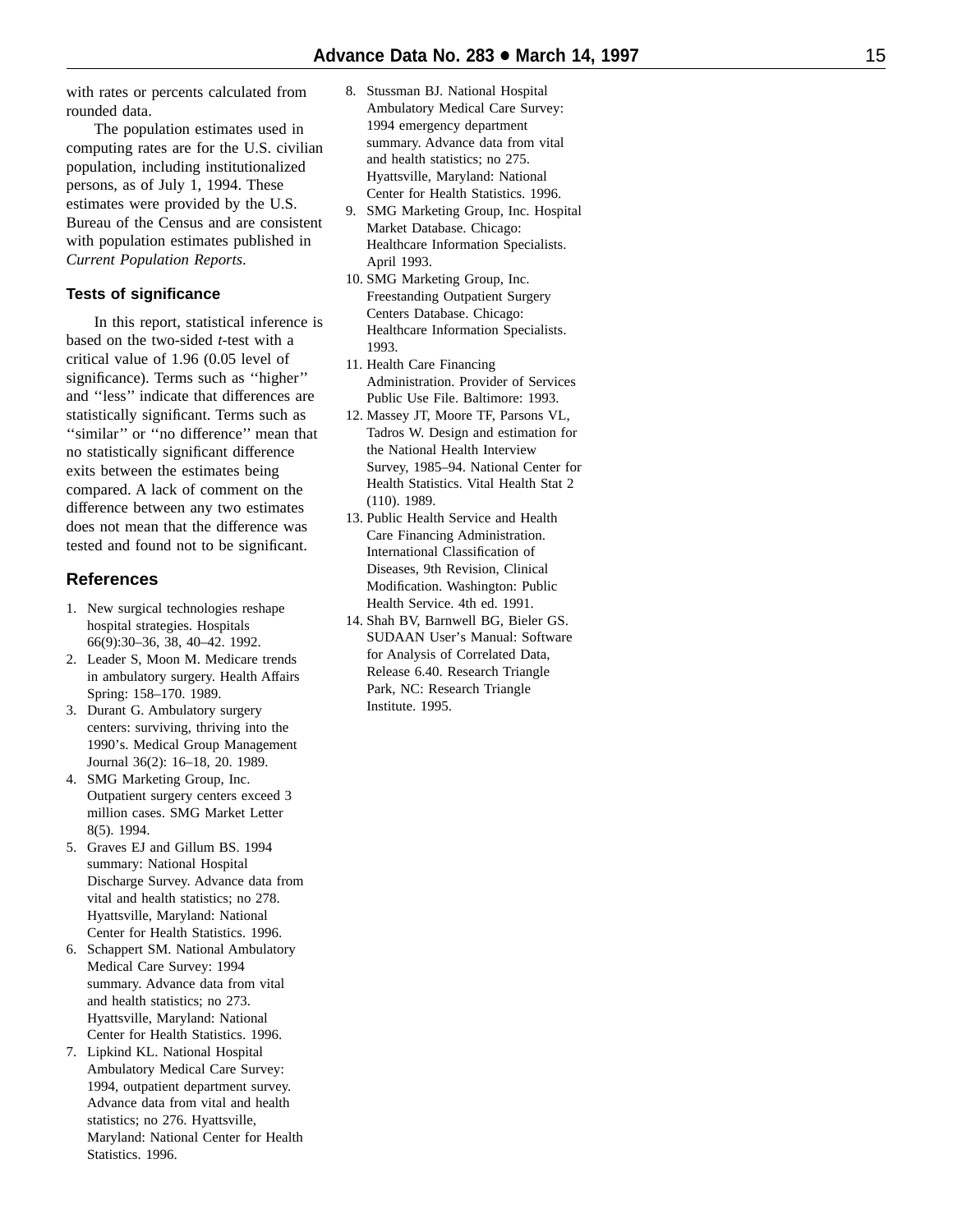with rates or percents calculated from rounded data.

The population estimates used in computing rates are for the U.S. civilian population, including institutionalized persons, as of July 1, 1994. These estimates were provided by the U.S. Bureau of the Census and are consistent with population estimates published in *Current Population Reports*.

### Tests of significance

In this report, statistical inference is based on the two-sided *t*-test with a critical value of 1.96 (0.05 level of significance). Terms such as ''higher'' and ''less'' indicate that differences are statistically significant. Terms such as ''similar'' or ''no difference'' mean that no statistically significant difference exits between the estimates being compared. A lack of comment on the difference between any two estimates does not mean that the difference was tested and found not to be significant.

## References

1. New surgical technologies reshape hospital strategies. Hospitals 66(9):30–36, 38, 40–42. 1992.
2. Leader S, Moon M. Medicare trends in ambulatory surgery. Health Affairs Spring: 158–170. 1989.
3. Durant G. Ambulatory surgery centers: surviving, thriving into the 1990's. Medical Group Management Journal 36(2): 16–18, 20. 1989.
4. SMG Marketing Group, Inc. Outpatient surgery centers exceed 3 million cases. SMG Market Letter 8(5). 1994.
5. Graves EJ and Gillum BS. 1994 summary: National Hospital Discharge Survey. Advance data from vital and health statistics; no 278. Hyattsville, Maryland: National Center for Health Statistics. 1996.
6. Schappert SM. National Ambulatory Medical Care Survey: 1994 summary. Advance data from vital and health statistics; no 273. Hyattsville, Maryland: National Center for Health Statistics. 1996.
7. Lipkind KL. National Hospital Ambulatory Medical Care Survey: 1994, outpatient department survey. Advance data from vital and health statistics; no 276. Hyattsville, Maryland: National Center for Health Statistics. 1996.
8. Stussman BJ. National Hospital Ambulatory Medical Care Survey: 1994 emergency department summary. Advance data from vital and health statistics; no 275. Hyattsville, Maryland: National Center for Health Statistics. 1996.
9. SMG Marketing Group, Inc. Hospital Market Database. Chicago: Healthcare Information Specialists. April 1993.
10. SMG Marketing Group, Inc. Freestanding Outpatient Surgery Centers Database. Chicago: Healthcare Information Specialists. 1993.
11. Health Care Financing Administration. Provider of Services Public Use File. Baltimore: 1993.
12. Massey JT, Moore TF, Parsons VL, Tadros W. Design and estimation for the National Health Interview Survey, 1985–94. National Center for Health Statistics. Vital Health Stat 2 (110). 1989.
13. Public Health Service and Health Care Financing Administration. International Classification of Diseases, 9th Revision, Clinical Modification. Washington: Public Health Service. 4th ed. 1991.
14. Shah BV, Barnwell BG, Bieler GS. SUDAAN User's Manual: Software for Analysis of Correlated Data, Release 6.40. Research Triangle Park, NC: Research Triangle Institute. 1995.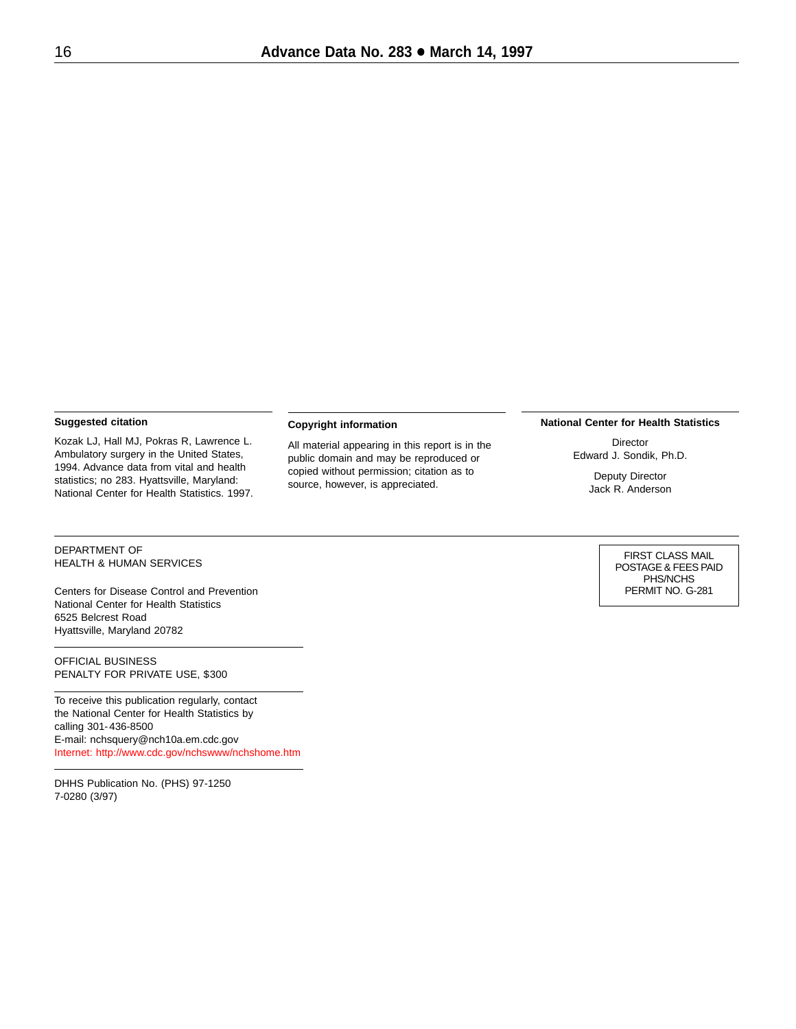**Suggested citation**

Kozak LJ, Hall MJ, Pokras R, Lawrence L. Ambulatory surgery in the United States, 1994. Advance data from vital and health statistics; no 283. Hyattsville, Maryland: National Center for Health Statistics. 1997.

**Copyright information**

All material appearing in this report is in the public domain and may be reproduced or copied without permission; citation as to source, however, is appreciated.

**National Center for Health Statistics**

Director
Edward J. Sondik, Ph.D.

Deputy Director
Jack R. Anderson

DEPARTMENT OF
HEALTH & HUMAN SERVICES

Centers for Disease Control and Prevention
National Center for Health Statistics
6525 Belcrest Road
Hyattsville, Maryland 20782

OFFICIAL BUSINESS
PENALTY FOR PRIVATE USE, $300

To receive this publication regularly, contact the National Center for Health Statistics by calling 301-436-8500
E-mail: nchsquery@nch10a.em.cdc.gov
Internet: http://www.cdc.gov/nchswww/nchshome.htm

DHHS Publication No. (PHS) 97-1250
7-0280 (3/97)

FIRST CLASS MAIL
POSTAGE & FEES PAID
PHS/NCHS
PERMIT NO. G-281